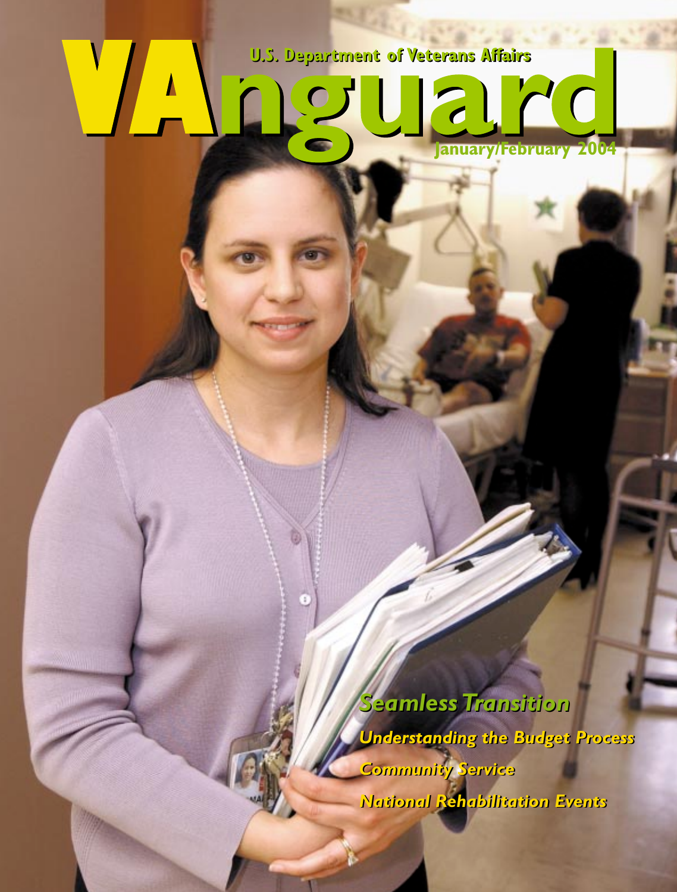# VAnguard

U.S. Department of Veterans Affairs

January/February 2004

## Seamless Transition

### Understanding the Budget Process

### Community Service

### National Rehabilitation Events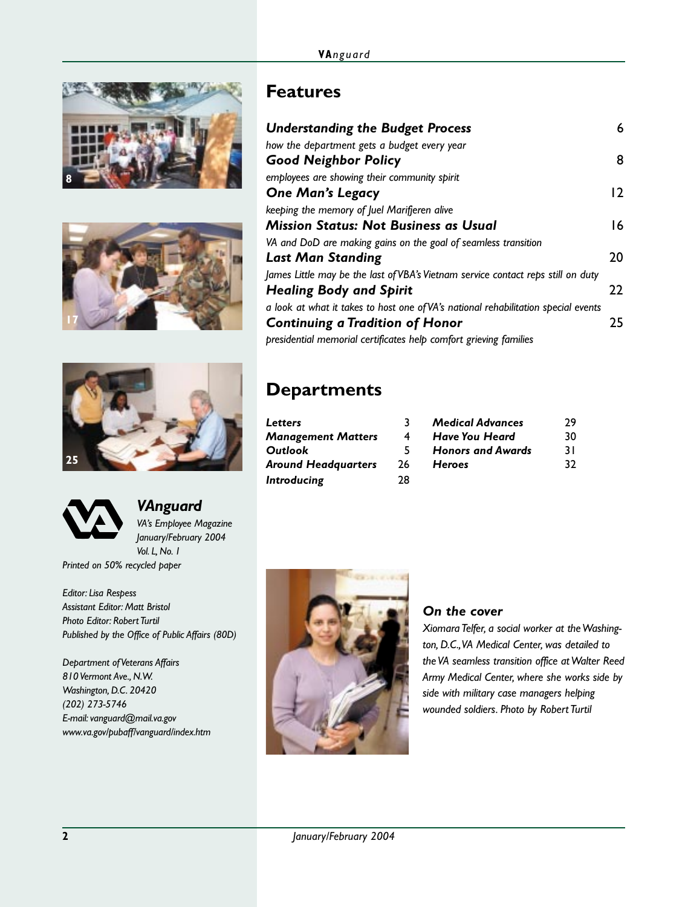## Features

| | |
|---|---|
| ***Understanding the Budget Process***<br>*how the department gets a budget every year* | 6 |
| ***Good Neighbor Policy***<br>*employees are showing their community spirit* | 8 |
| ***One Man's Legacy***<br>*keeping the memory of Juel Marifjeren alive* | 12 |
| ***Mission Status: Not Business as Usual***<br>*VA and DoD are making gains on the goal of seamless transition* | 16 |
| ***Last Man Standing***<br>*James Little may be the last of VBA's Vietnam service contact reps still on duty* | 20 |
| ***Healing Body and Spirit***<br>*a look at what it takes to host one of VA's national rehabilitation special events* | 22 |
| ***Continuing a Tradition of Honor***<br>*presidential memorial certificates help comfort grieving families* | 25 |

## Departments

| | | | |
|---|---|---|---|
| ***Letters*** | 3 | ***Medical Advances*** | 29 |
| ***Management Matters*** | 4 | ***Have You Heard*** | 30 |
| ***Outlook*** | 5 | ***Honors and Awards*** | 31 |
| ***Around Headquarters*** | 26 | ***Heroes*** | 32 |
| ***Introducing*** | 28 | | |

***VAnguard***
*VA's Employee Magazine*
*January/February 2004*
*Vol. L, No. 1*
*Printed on 50% recycled paper*

*Editor: Lisa Respess*
*Assistant Editor: Matt Bristol*
*Photo Editor: Robert Turtil*
*Published by the Office of Public Affairs (80D)*

*Department of Veterans Affairs*
*810 Vermont Ave., N.W.*
*Washington, D.C. 20420*
*(202) 273-5746*
*E-mail: vanguard@mail.va.gov*
*www.va.gov/pubaff/vanguard/index.htm*

### *On the cover*

*Xiomara Telfer, a social worker at the Washington, D.C., VA Medical Center, was detailed to the VA seamless transition office at Walter Reed Army Medical Center, where she works side by side with military case managers helping wounded soldiers. Photo by Robert Turtil*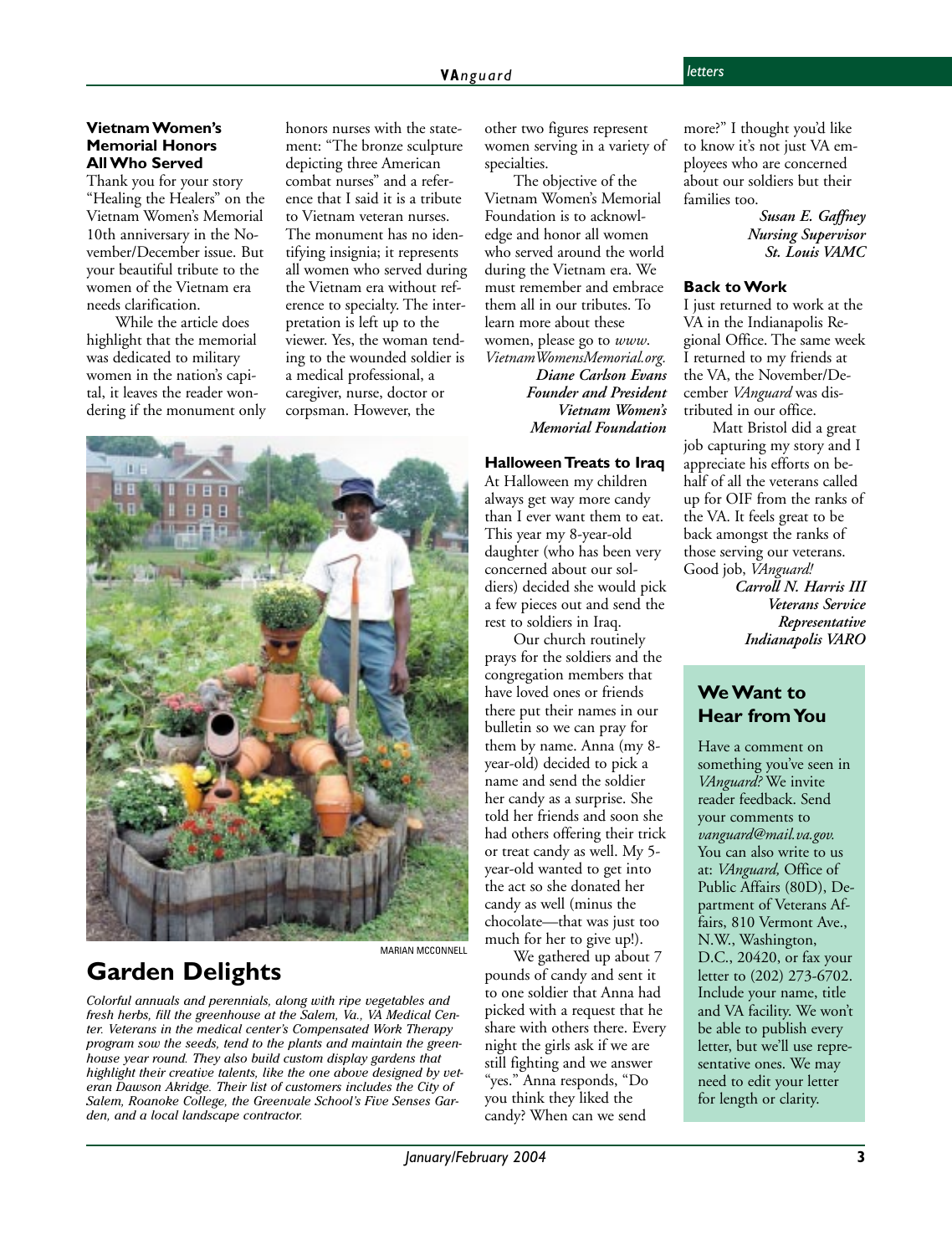### Vietnam Women's Memorial Honors All Who Served

Thank you for your story "Healing the Healers" on the Vietnam Women's Memorial 10th anniversary in the November/December issue. But your beautiful tribute to the women of the Vietnam era needs clarification.

While the article does highlight that the memorial was dedicated to military women in the nation's capital, it leaves the reader wondering if the monument only honors nurses with the statement: "The bronze sculpture depicting three American combat nurses" and a reference that I said it is a tribute to Vietnam veteran nurses. The monument has no identifying insignia; it represents all women who served during the Vietnam era without reference to specialty. The interpretation is left up to the viewer. Yes, the woman tending to the wounded soldier is a medical professional, a caregiver, nurse, doctor or corpsman. However, the other two figures represent women serving in a variety of specialties.

The objective of the Vietnam Women's Memorial Foundation is to acknowledge and honor all women who served around the world during the Vietnam era. We must remember and embrace them all in our tributes. To learn more about these women, please go to *www.VietnamWomensMemorial.org.*

***Diane Carlson Evans***
***Founder and President***
***Vietnam Women's Memorial Foundation***

### Halloween Treats to Iraq

At Halloween my children always get way more candy than I ever want them to eat. This year my 8-year-old daughter (who has been very concerned about our soldiers) decided she would pick a few pieces out and send the rest to soldiers in Iraq.

Our church routinely prays for the soldiers and the congregation members that have loved ones or friends there put their names in our bulletin so we can pray for them by name. Anna (my 8-year-old) decided to pick a name and send the soldier her candy as a surprise. She told her friends and soon she had others offering their trick or treat candy as well. My 5-year-old wanted to get into the act so she donated her candy as well (minus the chocolate—that was just too much for her to give up!).

We gathered up about 7 pounds of candy and sent it to one soldier that Anna had picked with a request that he share with others there. Every night the girls ask if we are still fighting and we answer "yes." Anna responds, "Do you think they liked the candy? When can we send more?" I thought you'd like to know it's not just VA employees who are concerned about our soldiers but their families too.

***Susan E. Gaffney***
***Nursing Supervisor***
***St. Louis VAMC***

### Back to Work

I just returned to work at the VA in the Indianapolis Regional Office. The same week I returned to my friends at the VA, the November/December *VAnguard* was distributed in our office.

Matt Bristol did a great job capturing my story and I appreciate his efforts on behalf of all the veterans called up for OIF from the ranks of the VA. It feels great to be back amongst the ranks of those serving our veterans. Good job, *VAnguard!*

***Carroll N. Harris III***
***Veterans Service Representative***
***Indianapolis VARO***

## Garden Delights

MARIAN MCCONNELL

*Colorful annuals and perennials, along with ripe vegetables and fresh herbs, fill the greenhouse at the Salem, Va., VA Medical Center. Veterans in the medical center's Compensated Work Therapy program sow the seeds, tend to the plants and maintain the greenhouse year round. They also build custom display gardens that highlight their creative talents, like the one above designed by veteran Dawson Akridge. Their list of customers includes the City of Salem, Roanoke College, the Greenvale School's Five Senses Garden, and a local landscape contractor.*

### We Want to Hear from You

Have a comment on something you've seen in *VAnguard?* We invite reader feedback. Send your comments to *vanguard@mail.va.gov.* You can also write to us at: *VAnguard,* Office of Public Affairs (80D), Department of Veterans Affairs, 810 Vermont Ave., N.W., Washington, D.C., 20420, or fax your letter to (202) 273-6702. Include your name, title and VA facility. We won't be able to publish every letter, but we'll use representative ones. We may need to edit your letter for length or clarity.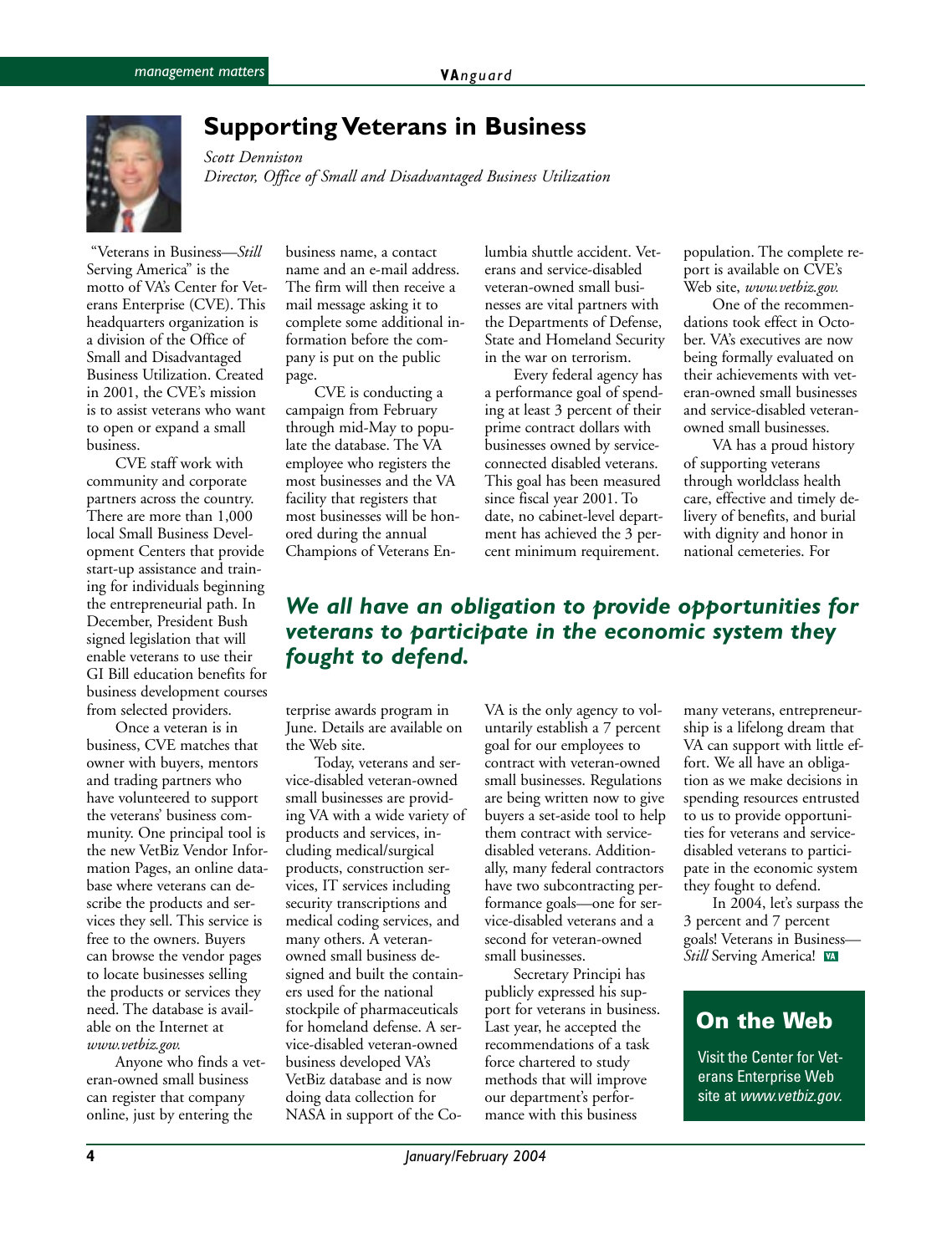# Supporting Veterans in Business

*Scott Denniston*
*Director, Office of Small and Disadvantaged Business Utilization*

"Veterans in Business—*Still* Serving America" is the motto of VA's Center for Veterans Enterprise (CVE). This headquarters organization is a division of the Office of Small and Disadvantaged Business Utilization. Created in 2001, the CVE's mission is to assist veterans who want to open or expand a small business.

CVE staff work with community and corporate partners across the country. There are more than 1,000 local Small Business Development Centers that provide start-up assistance and training for individuals beginning the entrepreneurial path. In December, President Bush signed legislation that will enable veterans to use their GI Bill education benefits for business development courses from selected providers.

Once a veteran is in business, CVE matches that owner with buyers, mentors and trading partners who have volunteered to support the veterans' business community. One principal tool is the new VetBiz Vendor Information Pages, an online database where veterans can describe the products and services they sell. This service is free to the owners. Buyers can browse the vendor pages to locate businesses selling the products or services they need. The database is available on the Internet at *www.vetbiz.gov.*

Anyone who finds a veteran-owned small business can register that company online, just by entering the business name, a contact name and an e-mail address. The firm will then receive a mail message asking it to complete some additional information before the company is put on the public page.

CVE is conducting a campaign from February through mid-May to populate the database. The VA employee who registers the most businesses and the VA facility that registers that most businesses will be honored during the annual Champions of Veterans Enterprise awards program in June. Details are available on the Web site.

Today, veterans and service-disabled veteran-owned small businesses are providing VA with a wide variety of products and services, including medical/surgical products, construction services, IT services including security transcriptions and medical coding services, and many others. A veteran-owned small business designed and built the containers used for the national stockpile of pharmaceuticals for homeland defense. A service-disabled veteran-owned business developed VA's VetBiz database and is now doing data collection for NASA in support of the Columbia shuttle accident. Veterans and service-disabled veteran-owned small businesses are vital partners with the Departments of Defense, State and Homeland Security in the war on terrorism.

Every federal agency has a performance goal of spending at least 3 percent of their prime contract dollars with businesses owned by service-connected disabled veterans. This goal has been measured since fiscal year 2001. To date, no cabinet-level department has achieved the 3 percent minimum requirement.

**_We all have an obligation to provide opportunities for veterans to participate in the economic system they fought to defend._**

VA is the only agency to voluntarily establish a 7 percent goal for our employees to contract with veteran-owned small businesses. Regulations are being written now to give buyers a set-aside tool to help them contract with service-disabled veterans. Additionally, many federal contractors have two subcontracting performance goals—one for service-disabled veterans and a second for veteran-owned small businesses.

Secretary Principi has publicly expressed his support for veterans in business. Last year, he accepted the recommendations of a task force chartered to study methods that will improve our department's performance with this business population. The complete report is available on CVE's Web site, *www.vetbiz.gov.*

One of the recommendations took effect in October. VA's executives are now being formally evaluated on their achievements with veteran-owned small businesses and service-disabled veteran-owned small businesses.

VA has a proud history of supporting veterans through worldclass health care, effective and timely delivery of benefits, and burial with dignity and honor in national cemeteries. For many veterans, entrepreneurship is a lifelong dream that VA can support with little effort. We all have an obligation as we make decisions in spending resources entrusted to us to provide opportunities for veterans and service-disabled veterans to participate in the economic system they fought to defend.

In 2004, let's surpass the 3 percent and 7 percent goals! Veterans in Business—*Still* Serving America!

## On the Web

Visit the Center for Veterans Enterprise Web site at *www.vetbiz.gov.*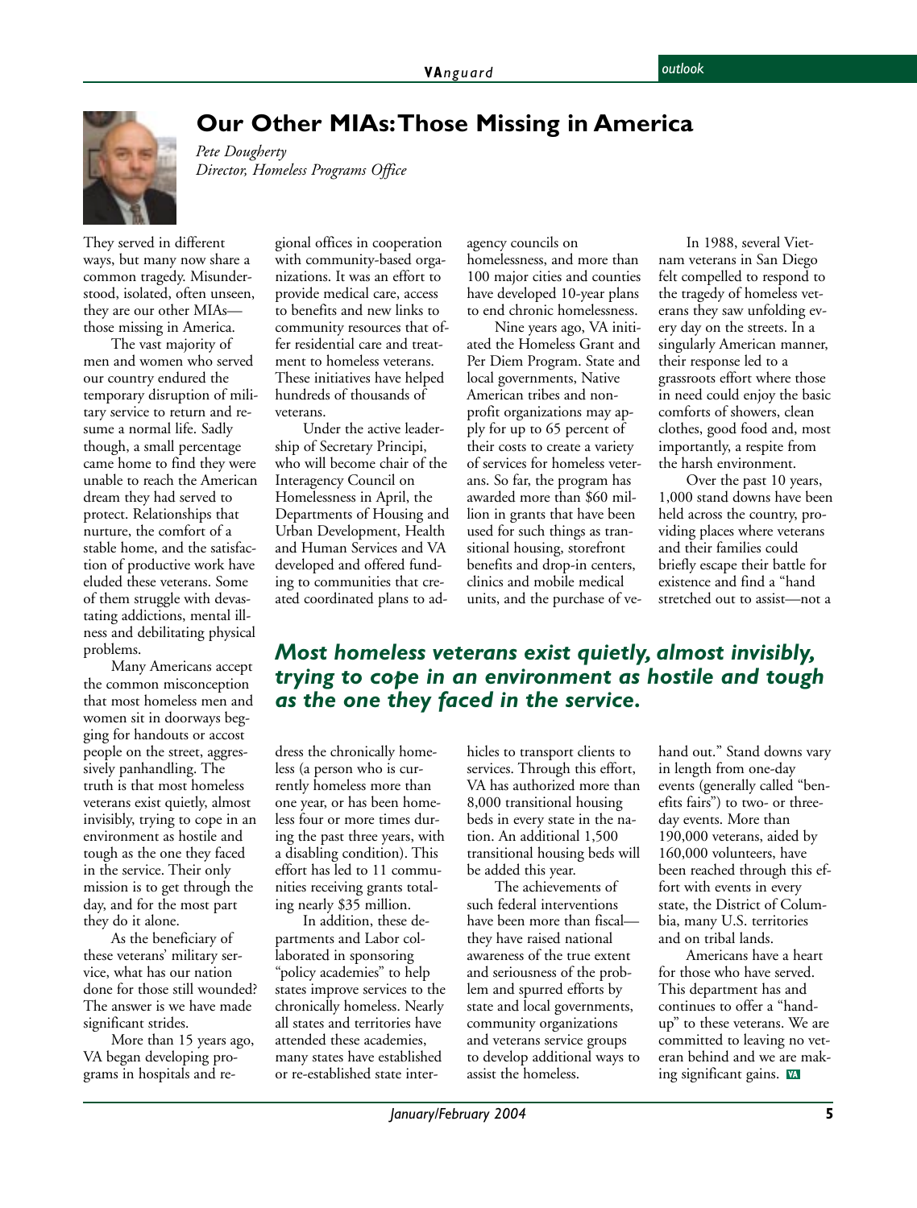# Our Other MIAs: Those Missing in America

*Pete Dougherty*
*Director, Homeless Programs Office*

They served in different ways, but many now share a common tragedy. Misunderstood, isolated, often unseen, they are our other MIAs—those missing in America.

The vast majority of men and women who served our country endured the temporary disruption of military service to return and resume a normal life. Sadly though, a small percentage came home to find they were unable to reach the American dream they had served to protect. Relationships that nurture, the comfort of a stable home, and the satisfaction of productive work have eluded these veterans. Some of them struggle with devastating addictions, mental illness and debilitating physical problems.

Many Americans accept the common misconception that most homeless men and women sit in doorways begging for handouts or accost people on the street, aggressively panhandling. The truth is that most homeless veterans exist quietly, almost invisibly, trying to cope in an environment as hostile and tough as the one they faced in the service. Their only mission is to get through the day, and for the most part they do it alone.

As the beneficiary of these veterans' military service, what has our nation done for those still wounded? The answer is we have made significant strides.

More than 15 years ago, VA began developing programs in hospitals and regional offices in cooperation with community-based organizations. It was an effort to provide medical care, access to benefits and new links to community resources that offer residential care and treatment to homeless veterans. These initiatives have helped hundreds of thousands of veterans.

Under the active leadership of Secretary Principi, who will become chair of the Interagency Council on Homelessness in April, the Departments of Housing and Urban Development, Health and Human Services and VA developed and offered funding to communities that created coordinated plans to address the chronically homeless (a person who is currently homeless more than one year, or has been homeless four or more times during the past three years, with a disabling condition). This effort has led to 11 communities receiving grants totaling nearly $35 million.

In addition, these departments and Labor collaborated in sponsoring "policy academies" to help states improve services to the chronically homeless. Nearly all states and territories have attended these academies, many states have established or re-established state interagency councils on homelessness, and more than 100 major cities and counties have developed 10-year plans to end chronic homelessness.

Nine years ago, VA initiated the Homeless Grant and Per Diem Program. State and local governments, Native American tribes and nonprofit organizations may apply for up to 65 percent of their costs to create a variety of services for homeless veterans. So far, the program has awarded more than $60 million in grants that have been used for such things as transitional housing, storefront benefits and drop-in centers, clinics and mobile medical units, and the purchase of vehicles to transport clients to services. Through this effort, VA has authorized more than 8,000 transitional housing beds in every state in the nation. An additional 1,500 transitional housing beds will be added this year.

The achievements of such federal interventions have been more than fiscal—they have raised national awareness of the true extent and seriousness of the problem and spurred efforts by state and local governments, community organizations and veterans service groups to develop additional ways to assist the homeless.

In 1988, several Vietnam veterans in San Diego felt compelled to respond to the tragedy of homeless veterans they saw unfolding every day on the streets. In a singularly American manner, their response led to a grassroots effort where those in need could enjoy the basic comforts of showers, clean clothes, good food and, most importantly, a respite from the harsh environment.

Over the past 10 years, 1,000 stand downs have been held across the country, providing places where veterans and their families could briefly escape their battle for existence and find a "hand stretched out to assist—not a hand out." Stand downs vary in length from one-day events (generally called "benefits fairs") to two- or three-day events. More than 190,000 veterans, aided by 160,000 volunteers, have been reached through this effort with events in every state, the District of Columbia, many U.S. territories and on tribal lands.

Americans have a heart for those who have served. This department has and continues to offer a "hand-up" to these veterans. We are committed to leaving no veteran behind and we are making significant gains.

> ***Most homeless veterans exist quietly, almost invisibly, trying to cope in an environment as hostile and tough as the one they faced in the service.***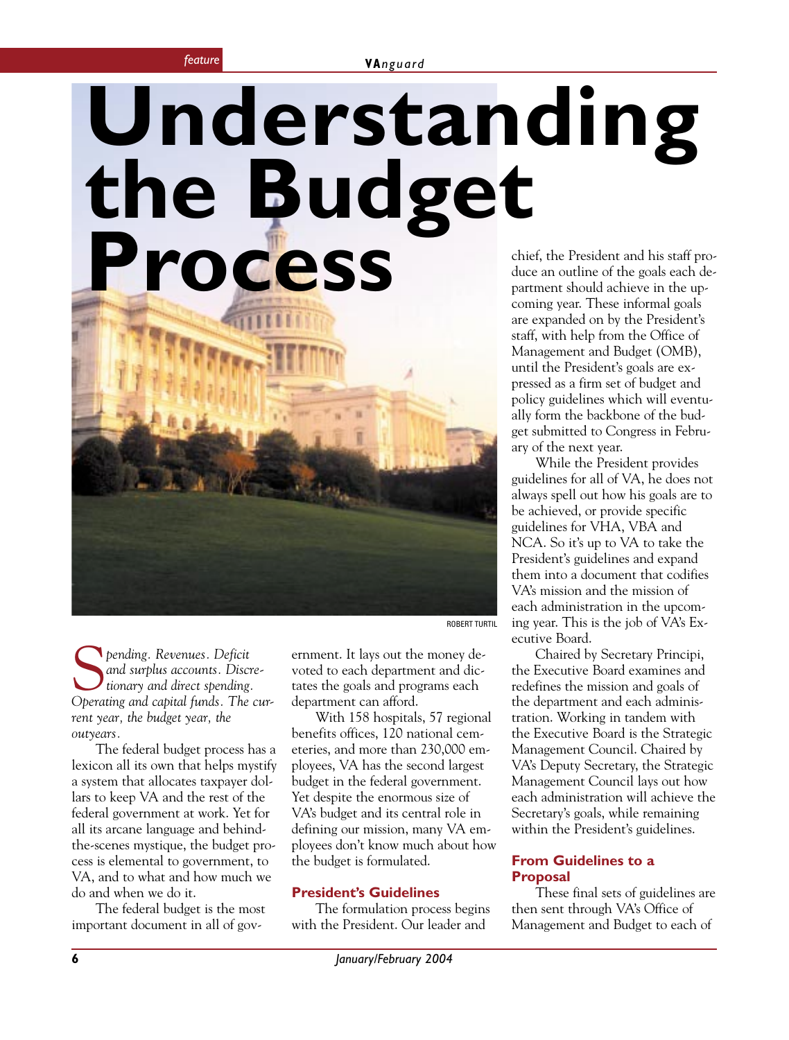# Understanding the Budget Process

ROBERT TURTIL

*Spending. Revenues. Deficit and surplus accounts. Discretionary and direct spending. Operating and capital funds. The current year, the budget year, the outyears.*

The federal budget process has a lexicon all its own that helps mystify a system that allocates taxpayer dollars to keep VA and the rest of the federal government at work. Yet for all its arcane language and behind-the-scenes mystique, the budget process is elemental to government, to VA, and to what and how much we do and when we do it.

The federal budget is the most important document in all of government. It lays out the money devoted to each department and dictates the goals and programs each department can afford.

With 158 hospitals, 57 regional benefits offices, 120 national cemeteries, and more than 230,000 employees, VA has the second largest budget in the federal government. Yet despite the enormous size of VA's budget and its central role in defining our mission, many VA employees don't know much about how the budget is formulated.

## President's Guidelines

The formulation process begins with the President. Our leader and chief, the President and his staff produce an outline of the goals each department should achieve in the upcoming year. These informal goals are expanded on by the President's staff, with help from the Office of Management and Budget (OMB), until the President's goals are expressed as a firm set of budget and policy guidelines which will eventually form the backbone of the budget submitted to Congress in February of the next year.

While the President provides guidelines for all of VA, he does not always spell out how his goals are to be achieved, or provide specific guidelines for VHA, VBA and NCA. So it's up to VA to take the President's guidelines and expand them into a document that codifies VA's mission and the mission of each administration in the upcoming year. This is the job of VA's Executive Board.

Chaired by Secretary Principi, the Executive Board examines and redefines the mission and goals of the department and each administration. Working in tandem with the Executive Board is the Strategic Management Council. Chaired by VA's Deputy Secretary, the Strategic Management Council lays out how each administration will achieve the Secretary's goals, while remaining within the President's guidelines.

## From Guidelines to a Proposal

These final sets of guidelines are then sent through VA's Office of Management and Budget to each of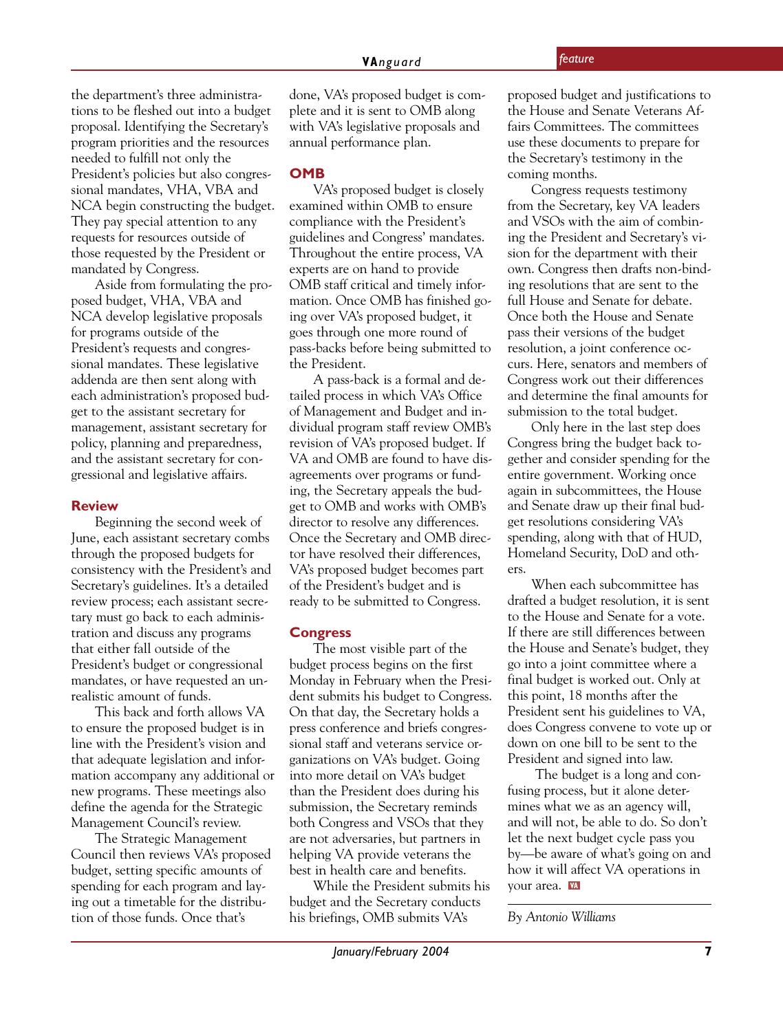the department's three administrations to be fleshed out into a budget proposal. Identifying the Secretary's program priorities and the resources needed to fulfill not only the President's policies but also congressional mandates, VHA, VBA and NCA begin constructing the budget. They pay special attention to any requests for resources outside of those requested by the President or mandated by Congress.

Aside from formulating the proposed budget, VHA, VBA and NCA develop legislative proposals for programs outside of the President's requests and congressional mandates. These legislative addenda are then sent along with each administration's proposed budget to the assistant secretary for management, assistant secretary for policy, planning and preparedness, and the assistant secretary for congressional and legislative affairs.

## Review

Beginning the second week of June, each assistant secretary combs through the proposed budgets for consistency with the President's and Secretary's guidelines. It's a detailed review process; each assistant secretary must go back to each administration and discuss any programs that either fall outside of the President's budget or congressional mandates, or have requested an unrealistic amount of funds.

This back and forth allows VA to ensure the proposed budget is in line with the President's vision and that adequate legislation and information accompany any additional or new programs. These meetings also define the agenda for the Strategic Management Council's review.

The Strategic Management Council then reviews VA's proposed budget, setting specific amounts of spending for each program and laying out a timetable for the distribution of those funds. Once that's done, VA's proposed budget is complete and it is sent to OMB along with VA's legislative proposals and annual performance plan.

## OMB

VA's proposed budget is closely examined within OMB to ensure compliance with the President's guidelines and Congress' mandates. Throughout the entire process, VA experts are on hand to provide OMB staff critical and timely information. Once OMB has finished going over VA's proposed budget, it goes through one more round of pass-backs before being submitted to the President.

A pass-back is a formal and detailed process in which VA's Office of Management and Budget and individual program staff review OMB's revision of VA's proposed budget. If VA and OMB are found to have disagreements over programs or funding, the Secretary appeals the budget to OMB and works with OMB's director to resolve any differences. Once the Secretary and OMB director have resolved their differences, VA's proposed budget becomes part of the President's budget and is ready to be submitted to Congress.

## Congress

The most visible part of the budget process begins on the first Monday in February when the President submits his budget to Congress. On that day, the Secretary holds a press conference and briefs congressional staff and veterans service organizations on VA's budget. Going into more detail on VA's budget than the President does during his submission, the Secretary reminds both Congress and VSOs that they are not adversaries, but partners in helping VA provide veterans the best in health care and benefits.

While the President submits his budget and the Secretary conducts his briefings, OMB submits VA's proposed budget and justifications to the House and Senate Veterans Affairs Committees. The committees use these documents to prepare for the Secretary's testimony in the coming months.

Congress requests testimony from the Secretary, key VA leaders and VSOs with the aim of combining the President and Secretary's vision for the department with their own. Congress then drafts non-binding resolutions that are sent to the full House and Senate for debate. Once both the House and Senate pass their versions of the budget resolution, a joint conference occurs. Here, senators and members of Congress work out their differences and determine the final amounts for submission to the total budget.

Only here in the last step does Congress bring the budget back together and consider spending for the entire government. Working once again in subcommittees, the House and Senate draw up their final budget resolutions considering VA's spending, along with that of HUD, Homeland Security, DoD and others.

When each subcommittee has drafted a budget resolution, it is sent to the House and Senate for a vote. If there are still differences between the House and Senate's budget, they go into a joint committee where a final budget is worked out. Only at this point, 18 months after the President sent his guidelines to VA, does Congress convene to vote up or down on one bill to be sent to the President and signed into law.

The budget is a long and confusing process, but it alone determines what we as an agency will, and will not, be able to do. So don't let the next budget cycle pass you by—be aware of what's going on and how it will affect VA operations in your area.

*By Antonio Williams*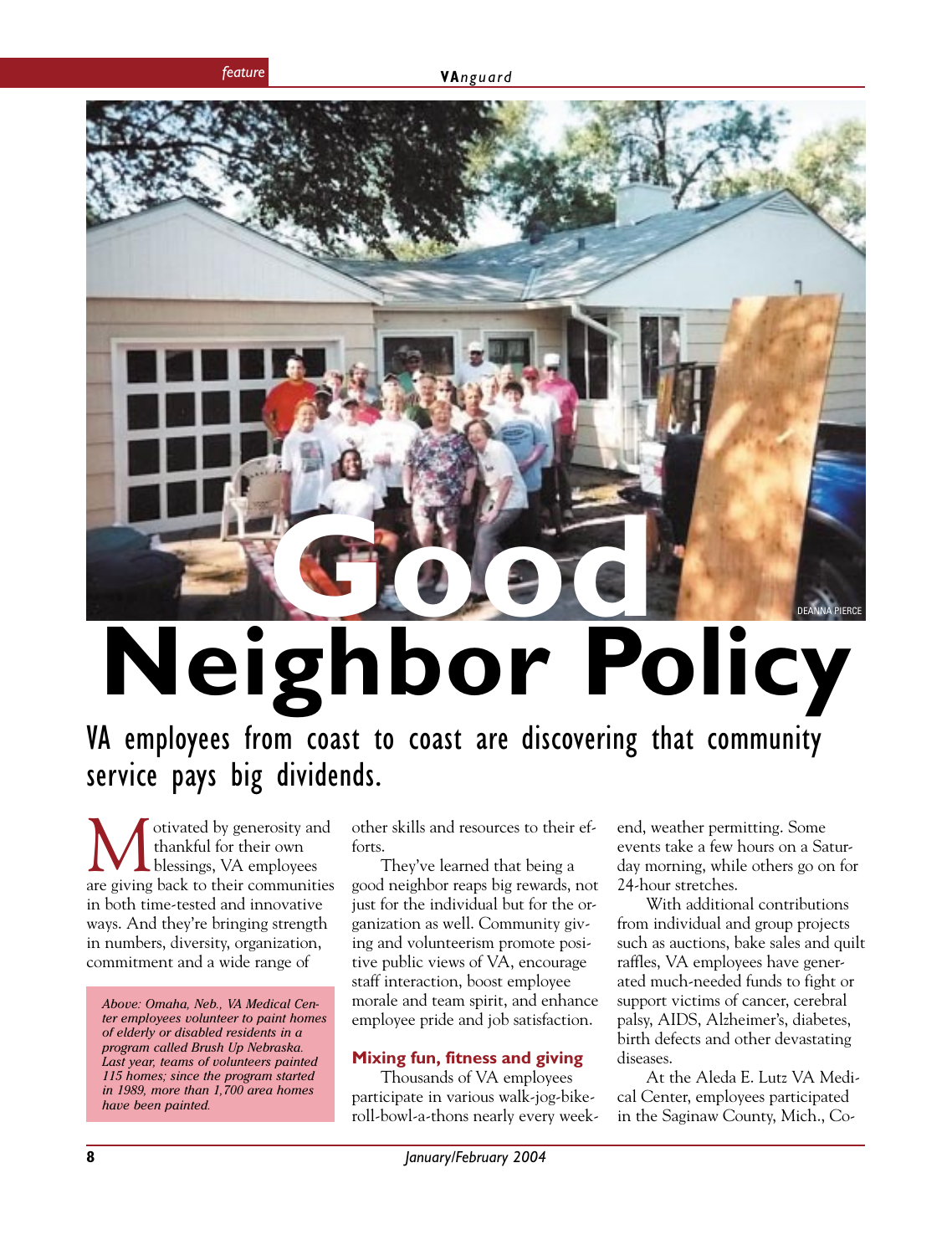# Good Neighbor Policy

## VA employees from coast to coast are discovering that community service pays big dividends.

Motivated by generosity and thankful for their own blessings, VA employees are giving back to their communities in both time-tested and innovative ways. And they're bringing strength in numbers, diversity, organization, commitment and a wide range of other skills and resources to their efforts.

*Above: Omaha, Neb., VA Medical Center employees volunteer to paint homes of elderly or disabled residents in a program called Brush Up Nebraska. Last year, teams of volunteers painted 115 homes; since the program started in 1989, more than 1,700 area homes have been painted.*

They've learned that being a good neighbor reaps big rewards, not just for the individual but for the organization as well. Community giving and volunteerism promote positive public views of VA, encourage staff interaction, boost employee morale and team spirit, and enhance employee pride and job satisfaction.

### Mixing fun, fitness and giving

Thousands of VA employees participate in various walk-jog-bike-roll-bowl-a-thons nearly every weekend, weather permitting. Some events take a few hours on a Saturday morning, while others go on for 24-hour stretches.

With additional contributions from individual and group projects such as auctions, bake sales and quilt raffles, VA employees have generated much-needed funds to fight or support victims of cancer, cerebral palsy, AIDS, Alzheimer's, diabetes, birth defects and other devastating diseases.

At the Aleda E. Lutz VA Medical Center, employees participated in the Saginaw County, Mich., Co-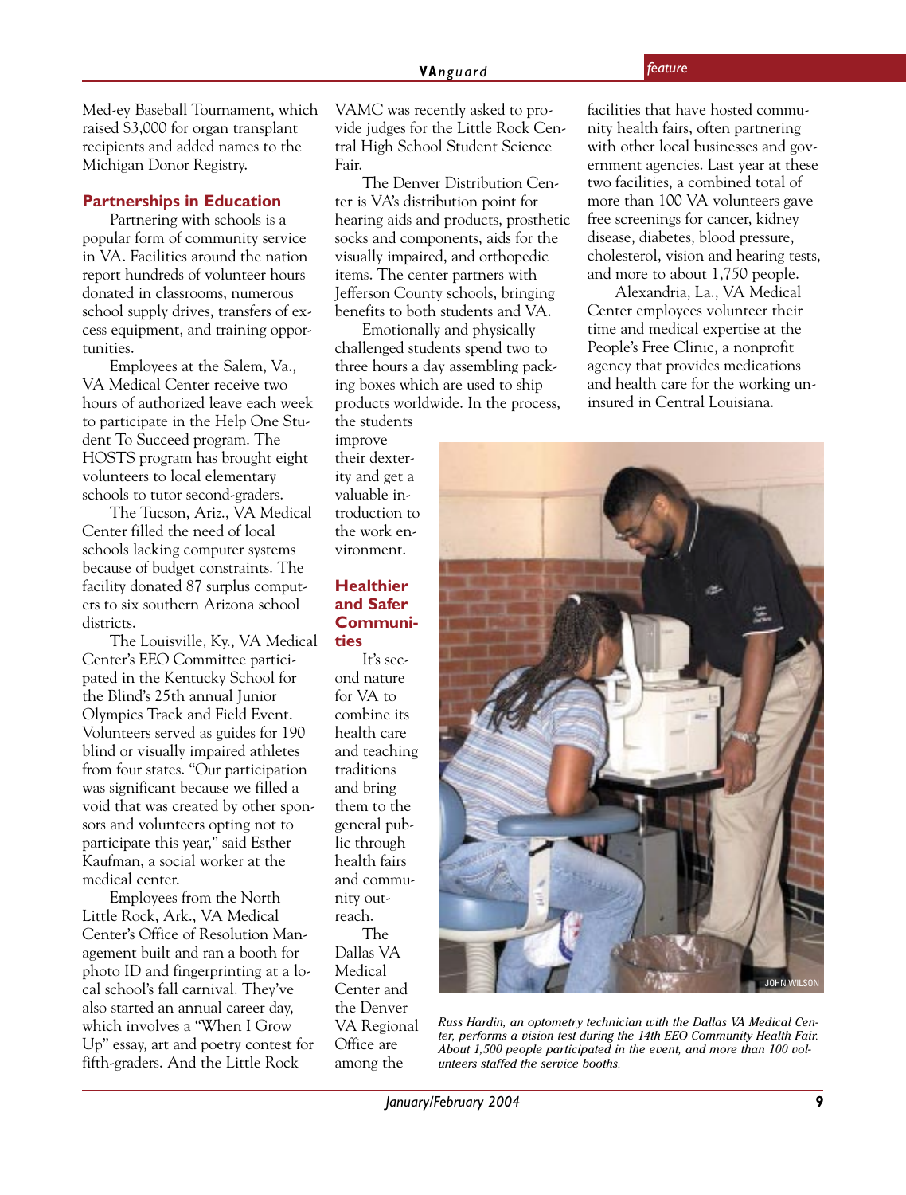Med-ey Baseball Tournament, which raised $3,000 for organ transplant recipients and added names to the Michigan Donor Registry.

## Partnerships in Education

Partnering with schools is a popular form of community service in VA. Facilities around the nation report hundreds of volunteer hours donated in classrooms, numerous school supply drives, transfers of excess equipment, and training opportunities.

Employees at the Salem, Va., VA Medical Center receive two hours of authorized leave each week to participate in the Help One Student To Succeed program. The HOSTS program has brought eight volunteers to local elementary schools to tutor second-graders.

The Tucson, Ariz., VA Medical Center filled the need of local schools lacking computer systems because of budget constraints. The facility donated 87 surplus computers to six southern Arizona school districts.

The Louisville, Ky., VA Medical Center's EEO Committee participated in the Kentucky School for the Blind's 25th annual Junior Olympics Track and Field Event. Volunteers served as guides for 190 blind or visually impaired athletes from four states. "Our participation was significant because we filled a void that was created by other sponsors and volunteers opting not to participate this year," said Esther Kaufman, a social worker at the medical center.

Employees from the North Little Rock, Ark., VA Medical Center's Office of Resolution Management built and ran a booth for photo ID and fingerprinting at a local school's fall carnival. They've also started an annual career day, which involves a "When I Grow Up" essay, art and poetry contest for fifth-graders. And the Little Rock VAMC was recently asked to provide judges for the Little Rock Central High School Student Science Fair.

The Denver Distribution Center is VA's distribution point for hearing aids and products, prosthetic socks and components, aids for the visually impaired, and orthopedic items. The center partners with Jefferson County schools, bringing benefits to both students and VA.

Emotionally and physically challenged students spend two to three hours a day assembling packing boxes which are used to ship products worldwide. In the process, the students improve their dexterity and get a valuable introduction to the work environment.

## Healthier and Safer Communities

It's second nature for VA to combine its health care and teaching traditions and bring them to the general public through health fairs and community outreach.

The Dallas VA Medical Center and the Denver VA Regional Office are among the facilities that have hosted community health fairs, often partnering with other local businesses and government agencies. Last year at these two facilities, a combined total of more than 100 VA volunteers gave free screenings for cancer, kidney disease, diabetes, blood pressure, cholesterol, vision and hearing tests, and more to about 1,750 people.

Alexandria, La., VA Medical Center employees volunteer their time and medical expertise at the People's Free Clinic, a nonprofit agency that provides medications and health care for the working uninsured in Central Louisiana.

JOHN WILSON

*Russ Hardin, an optometry technician with the Dallas VA Medical Center, performs a vision test during the 14th EEO Community Health Fair. About 1,500 people participated in the event, and more than 100 volunteers staffed the service booths.*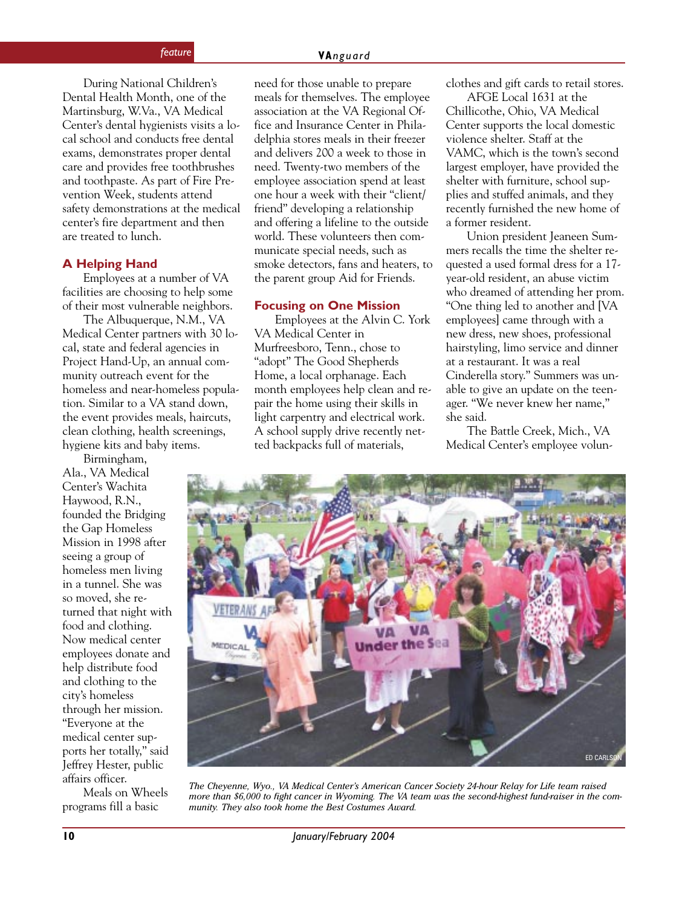During National Children's Dental Health Month, one of the Martinsburg, W.Va., VA Medical Center's dental hygienists visits a local school and conducts free dental exams, demonstrates proper dental care and provides free toothbrushes and toothpaste. As part of Fire Prevention Week, students attend safety demonstrations at the medical center's fire department and then are treated to lunch.

## A Helping Hand

Employees at a number of VA facilities are choosing to help some of their most vulnerable neighbors.

The Albuquerque, N.M., VA Medical Center partners with 30 local, state and federal agencies in Project Hand-Up, an annual community outreach event for the homeless and near-homeless population. Similar to a VA stand down, the event provides meals, haircuts, clean clothing, health screenings, hygiene kits and baby items.

Birmingham, Ala., VA Medical Center's Wachita Haywood, R.N., founded the Bridging the Gap Homeless Mission in 1998 after seeing a group of homeless men living in a tunnel. She was so moved, she returned that night with food and clothing. Now medical center employees donate and help distribute food and clothing to the city's homeless through her mission. "Everyone at the medical center supports her totally," said Jeffrey Hester, public affairs officer.

Meals on Wheels programs fill a basic need for those unable to prepare meals for themselves. The employee association at the VA Regional Office and Insurance Center in Philadelphia stores meals in their freezer and delivers 200 a week to those in need. Twenty-two members of the employee association spend at least one hour a week with their "client/friend" developing a relationship and offering a lifeline to the outside world. These volunteers then communicate special needs, such as smoke detectors, fans and heaters, to the parent group Aid for Friends.

## Focusing on One Mission

Employees at the Alvin C. York VA Medical Center in Murfreesboro, Tenn., chose to "adopt" The Good Shepherds Home, a local orphanage. Each month employees help clean and repair the home using their skills in light carpentry and electrical work. A school supply drive recently netted backpacks full of materials, clothes and gift cards to retail stores.

AFGE Local 1631 at the Chillicothe, Ohio, VA Medical Center supports the local domestic violence shelter. Staff at the VAMC, which is the town's second largest employer, have provided the shelter with furniture, school supplies and stuffed animals, and they recently furnished the new home of a former resident.

Union president Jeaneen Summers recalls the time the shelter requested a used formal dress for a 17-year-old resident, an abuse victim who dreamed of attending her prom. "One thing led to another and [VA employees] came through with a new dress, new shoes, professional hairstyling, limo service and dinner at a restaurant. It was a real Cinderella story." Summers was unable to give an update on the teenager. "We never knew her name," she said.

The Battle Creek, Mich., VA Medical Center's employee volun-

ED CARLSON

*The Cheyenne, Wyo., VA Medical Center's American Cancer Society 24-hour Relay for Life team raised more than $6,000 to fight cancer in Wyoming. The VA team was the second-highest fund-raiser in the community. They also took home the Best Costumes Award.*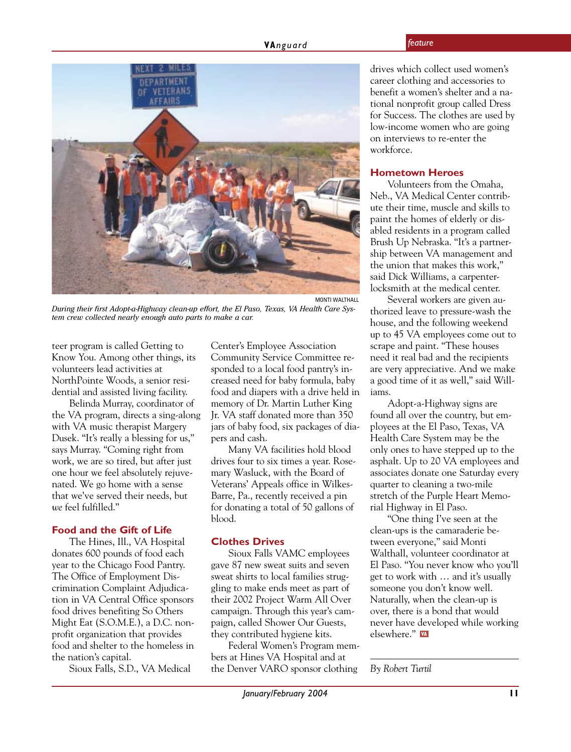MONTI WALTHALL

*During their first Adopt-a-Highway clean-up effort, the El Paso, Texas, VA Health Care System crew collected nearly enough auto parts to make a car.*

teer program is called Getting to Know You. Among other things, its volunteers lead activities at NorthPointe Woods, a senior residential and assisted living facility.

Belinda Murray, coordinator of the VA program, directs a sing-along with VA music therapist Margery Dusek. "It's really a blessing for us," says Murray. "Coming right from work, we are so tired, but after just one hour we feel absolutely rejuvenated. We go home with a sense that we've served their needs, but *we* feel fulfilled."

## Food and the Gift of Life

The Hines, Ill., VA Hospital donates 600 pounds of food each year to the Chicago Food Pantry. The Office of Employment Discrimination Complaint Adjudication in VA Central Office sponsors food drives benefiting So Others Might Eat (S.O.M.E.), a D.C. nonprofit organization that provides food and shelter to the homeless in the nation's capital.

Sioux Falls, S.D., VA Medical Center's Employee Association Community Service Committee responded to a local food pantry's increased need for baby formula, baby food and diapers with a drive held in memory of Dr. Martin Luther King Jr. VA staff donated more than 350 jars of baby food, six packages of diapers and cash.

Many VA facilities hold blood drives four to six times a year. Rosemary Wasluck, with the Board of Veterans' Appeals office in Wilkes-Barre, Pa., recently received a pin for donating a total of 50 gallons of blood.

## Clothes Drives

Sioux Falls VAMC employees gave 87 new sweat suits and seven sweat shirts to local families struggling to make ends meet as part of their 2002 Project Warm All Over campaign. Through this year's campaign, called Shower Our Guests, they contributed hygiene kits.

Federal Women's Program members at Hines VA Hospital and at the Denver VARO sponsor clothing drives which collect used women's career clothing and accessories to benefit a women's shelter and a national nonprofit group called Dress for Success. The clothes are used by low-income women who are going on interviews to re-enter the workforce.

## Hometown Heroes

Volunteers from the Omaha, Neb., VA Medical Center contribute their time, muscle and skills to paint the homes of elderly or disabled residents in a program called Brush Up Nebraska. "It's a partnership between VA management and the union that makes this work," said Dick Williams, a carpenter-locksmith at the medical center.

Several workers are given authorized leave to pressure-wash the house, and the following weekend up to 45 VA employees come out to scrape and paint. "These houses need it real bad and the recipients are very appreciative. And we make a good time of it as well," said Williams.

Adopt-a-Highway signs are found all over the country, but employees at the El Paso, Texas, VA Health Care System may be the only ones to have stepped up to the asphalt. Up to 20 VA employees and associates donate one Saturday every quarter to cleaning a two-mile stretch of the Purple Heart Memorial Highway in El Paso.

"One thing I've seen at the clean-ups is the camaraderie between everyone," said Monti Walthall, volunteer coordinator at El Paso. "You never know who you'll get to work with … and it's usually someone you don't know well. Naturally, when the clean-up is over, there is a bond that would never have developed while working elsewhere."

*By Robert Turtil*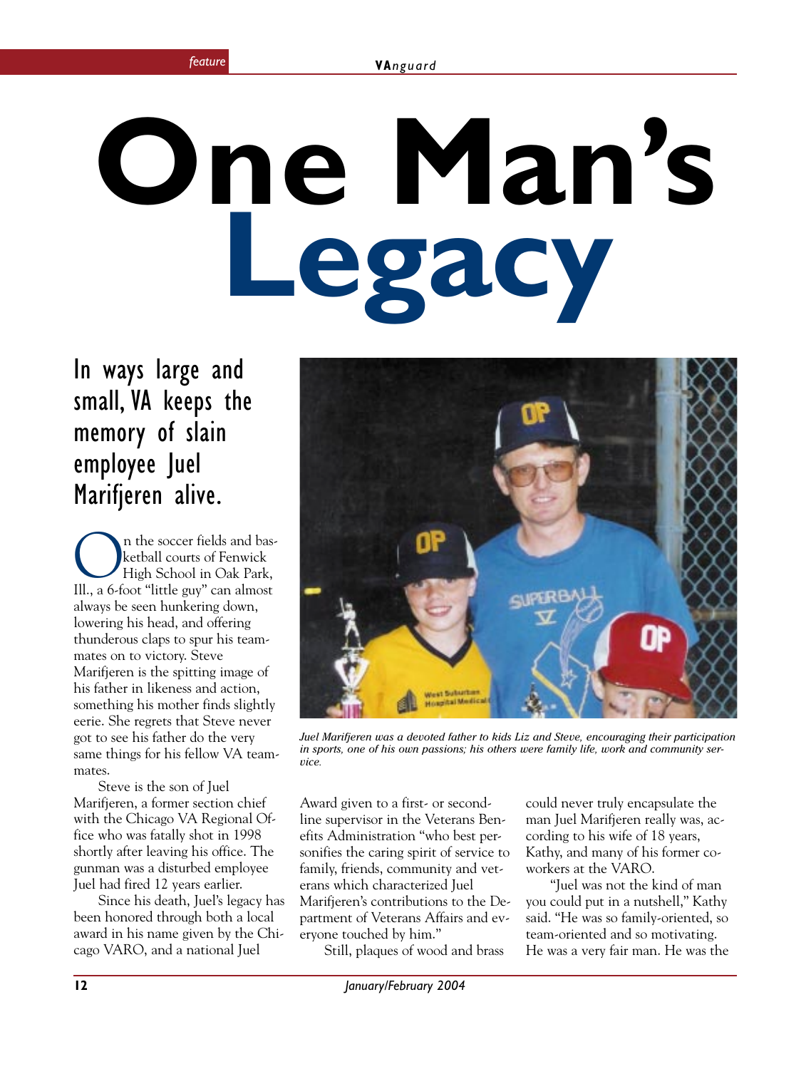# One Man's Legacy

## In ways large and small, VA keeps the memory of slain employee Juel Marifjeren alive.

On the soccer fields and basketball courts of Fenwick High School in Oak Park, Ill., a 6-foot "little guy" can almost always be seen hunkering down, lowering his head, and offering thunderous claps to spur his teammates on to victory. Steve Marifjeren is the spitting image of his father in likeness and action, something his mother finds slightly eerie. She regrets that Steve never got to see his father do the very same things for his fellow VA teammates.

Steve is the son of Juel Marifjeren, a former section chief with the Chicago VA Regional Office who was fatally shot in 1998 shortly after leaving his office. The gunman was a disturbed employee Juel had fired 12 years earlier.

Since his death, Juel's legacy has been honored through both a local award in his name given by the Chicago VARO, and a national Juel Award given to a first- or second-line supervisor in the Veterans Benefits Administration "who best personifies the caring spirit of service to family, friends, community and veterans which characterized Juel Marifjeren's contributions to the Department of Veterans Affairs and everyone touched by him."

Still, plaques of wood and brass could never truly encapsulate the man Juel Marifjeren really was, according to his wife of 18 years, Kathy, and many of his former co-workers at the VARO.

"Juel was not the kind of man you could put in a nutshell," Kathy said. "He was so family-oriented, so team-oriented and so motivating. He was a very fair man. He was the

*Juel Marifjeren was a devoted father to kids Liz and Steve, encouraging their participation in sports, one of his own passions; his others were family life, work and community service.*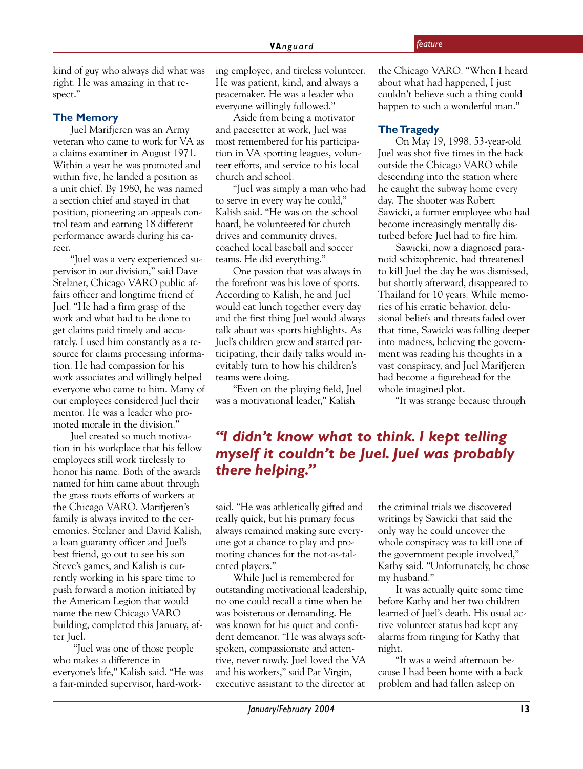kind of guy who always did what was right. He was amazing in that respect."

### The Memory

Juel Marifjeren was an Army veteran who came to work for VA as a claims examiner in August 1971. Within a year he was promoted and within five, he landed a position as a unit chief. By 1980, he was named a section chief and stayed in that position, pioneering an appeals control team and earning 18 different performance awards during his career.

"Juel was a very experienced supervisor in our division," said Dave Stelzner, Chicago VARO public affairs officer and longtime friend of Juel. "He had a firm grasp of the work and what had to be done to get claims paid timely and accurately. I used him constantly as a resource for claims processing information. He had compassion for his work associates and willingly helped everyone who came to him. Many of our employees considered Juel their mentor. He was a leader who promoted morale in the division."

Juel created so much motivation in his workplace that his fellow employees still work tirelessly to honor his name. Both of the awards named for him came about through the grass roots efforts of workers at the Chicago VARO. Marifjeren's family is always invited to the ceremonies. Stelzner and David Kalish, a loan guaranty officer and Juel's best friend, go out to see his son Steve's games, and Kalish is currently working in his spare time to push forward a motion initiated by the American Legion that would name the new Chicago VARO building, completed this January, after Juel.

"Juel was one of those people who makes a difference in everyone's life," Kalish said. "He was a fair-minded supervisor, hard-working employee, and tireless volunteer. He was patient, kind, and always a peacemaker. He was a leader who everyone willingly followed."

Aside from being a motivator and pacesetter at work, Juel was most remembered for his participation in VA sporting leagues, volunteer efforts, and service to his local church and school.

"Juel was simply a man who had to serve in every way he could," Kalish said. "He was on the school board, he volunteered for church drives and community drives, coached local baseball and soccer teams. He did everything."

One passion that was always in the forefront was his love of sports. According to Kalish, he and Juel would eat lunch together every day and the first thing Juel would always talk about was sports highlights. As Juel's children grew and started participating, their daily talks would inevitably turn to how his children's teams were doing.

"Even on the playing field, Juel was a motivational leader," Kalish said. "He was athletically gifted and really quick, but his primary focus always remained making sure everyone got a chance to play and promoting chances for the not-as-talented players."

While Juel is remembered for outstanding motivational leadership, no one could recall a time when he was boisterous or demanding. He was known for his quiet and confident demeanor. "He was always soft-spoken, compassionate and attentive, never rowdy. Juel loved the VA and his workers," said Pat Virgin, executive assistant to the director at the Chicago VARO. "When I heard about what had happened, I just couldn't believe such a thing could happen to such a wonderful man."

### The Tragedy

On May 19, 1998, 53-year-old Juel was shot five times in the back outside the Chicago VARO while descending into the station where he caught the subway home every day. The shooter was Robert Sawicki, a former employee who had become increasingly mentally disturbed before Juel had to fire him.

Sawicki, now a diagnosed paranoid schizophrenic, had threatened to kill Juel the day he was dismissed, but shortly afterward, disappeared to Thailand for 10 years. While memories of his erratic behavior, delusional beliefs and threats faded over that time, Sawicki was falling deeper into madness, believing the government was reading his thoughts in a vast conspiracy, and Juel Marifjeren had become a figurehead for the whole imagined plot.

"It was strange because through the criminal trials we discovered writings by Sawicki that said the only way he could uncover the whole conspiracy was to kill one of the government people involved," Kathy said. "Unfortunately, he chose my husband."

It was actually quite some time before Kathy and her two children learned of Juel's death. His usual active volunteer status had kept any alarms from ringing for Kathy that night.

"It was a weird afternoon because I had been home with a back problem and had fallen asleep on

***"I didn't know what to think. I kept telling myself it couldn't be Juel. Juel was probably there helping."***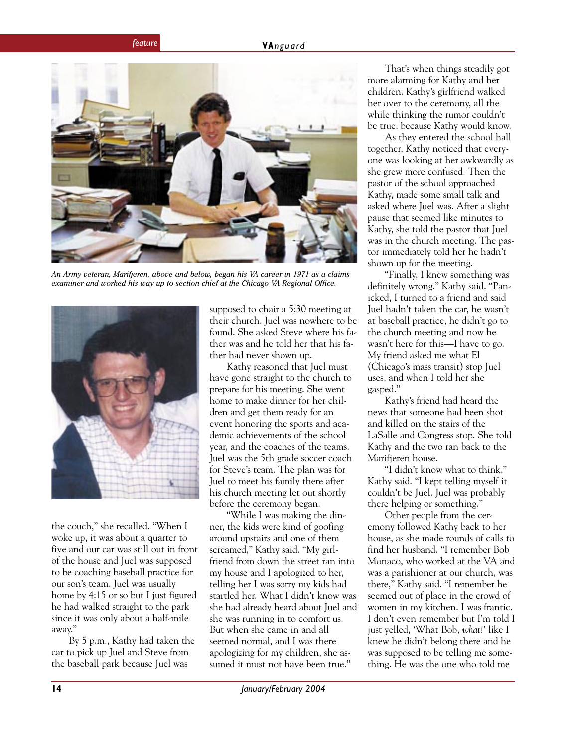*An Army veteran, Marifjeren, above and below, began his VA career in 1971 as a claims examiner and worked his way up to section chief at the Chicago VA Regional Office.*

the couch," she recalled. "When I woke up, it was about a quarter to five and our car was still out in front of the house and Juel was supposed to be coaching baseball practice for our son's team. Juel was usually home by 4:15 or so but I just figured he had walked straight to the park since it was only about a half-mile away."

By 5 p.m., Kathy had taken the car to pick up Juel and Steve from the baseball park because Juel was supposed to chair a 5:30 meeting at their church. Juel was nowhere to be found. She asked Steve where his father was and he told her that his father had never shown up.

Kathy reasoned that Juel must have gone straight to the church to prepare for his meeting. She went home to make dinner for her children and get them ready for an event honoring the sports and academic achievements of the school year, and the coaches of the teams. Juel was the 5th grade soccer coach for Steve's team. The plan was for Juel to meet his family there after his church meeting let out shortly before the ceremony began.

"While I was making the dinner, the kids were kind of goofing around upstairs and one of them screamed," Kathy said. "My girlfriend from down the street ran into my house and I apologized to her, telling her I was sorry my kids had startled her. What I didn't know was she had already heard about Juel and she was running in to comfort us. But when she came in and all seemed normal, and I was there apologizing for my children, she assumed it must not have been true."

That's when things steadily got more alarming for Kathy and her children. Kathy's girlfriend walked her over to the ceremony, all the while thinking the rumor couldn't be true, because Kathy would know.

As they entered the school hall together, Kathy noticed that everyone was looking at her awkwardly as she grew more confused. Then the pastor of the school approached Kathy, made some small talk and asked where Juel was. After a slight pause that seemed like minutes to Kathy, she told the pastor that Juel was in the church meeting. The pastor immediately told her he hadn't shown up for the meeting.

"Finally, I knew something was definitely wrong." Kathy said. "Panicked, I turned to a friend and said Juel hadn't taken the car, he wasn't at baseball practice, he didn't go to the church meeting and now he wasn't here for this—I have to go. My friend asked me what El (Chicago's mass transit) stop Juel uses, and when I told her she gasped."

Kathy's friend had heard the news that someone had been shot and killed on the stairs of the LaSalle and Congress stop. She told Kathy and the two ran back to the Marifjeren house.

"I didn't know what to think," Kathy said. "I kept telling myself it couldn't be Juel. Juel was probably there helping or something."

Other people from the ceremony followed Kathy back to her house, as she made rounds of calls to find her husband. "I remember Bob Monaco, who worked at the VA and was a parishioner at our church, was there," Kathy said. "I remember he seemed out of place in the crowd of women in my kitchen. I was frantic. I don't even remember but I'm told I just yelled, 'What Bob, *what!*' like I knew he didn't belong there and he was supposed to be telling me something. He was the one who told me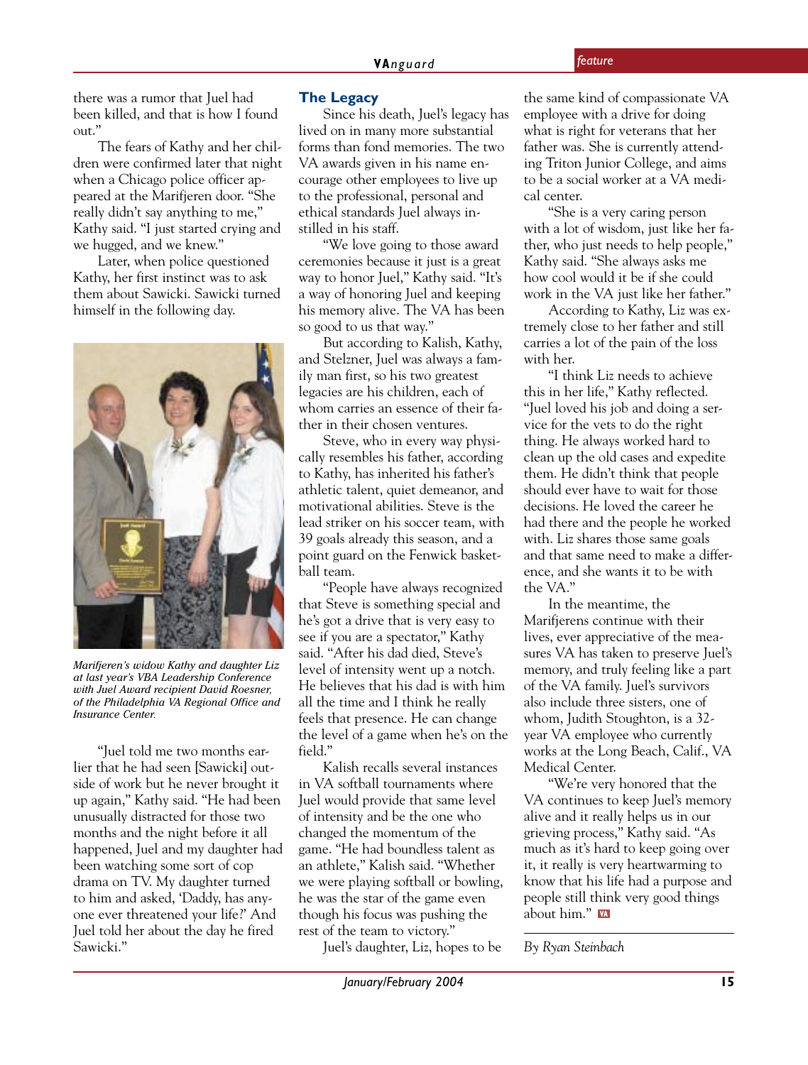there was a rumor that Juel had been killed, and that is how I found out."

The fears of Kathy and her children were confirmed later that night when a Chicago police officer appeared at the Marifjeren door. "She really didn't say anything to me," Kathy said. "I just started crying and we hugged, and we knew."

Later, when police questioned Kathy, her first instinct was to ask them about Sawicki. Sawicki turned himself in the following day.

*Marifjeren's widow Kathy and daughter Liz at last year's VBA Leadership Conference with Juel Award recipient David Roesner, of the Philadelphia VA Regional Office and Insurance Center.*

"Juel told me two months earlier that he had seen [Sawicki] outside of work but he never brought it up again," Kathy said. "He had been unusually distracted for those two months and the night before it all happened, Juel and my daughter had been watching some sort of cop drama on TV. My daughter turned to him and asked, 'Daddy, has anyone ever threatened your life?' And Juel told her about the day he fired Sawicki."

## The Legacy

Since his death, Juel's legacy has lived on in many more substantial forms than fond memories. The two VA awards given in his name encourage other employees to live up to the professional, personal and ethical standards Juel always instilled in his staff.

"We love going to those award ceremonies because it just is a great way to honor Juel," Kathy said. "It's a way of honoring Juel and keeping his memory alive. The VA has been so good to us that way."

But according to Kalish, Kathy, and Stelzner, Juel was always a family man first, so his two greatest legacies are his children, each of whom carries an essence of their father in their chosen ventures.

Steve, who in every way physically resembles his father, according to Kathy, has inherited his father's athletic talent, quiet demeanor, and motivational abilities. Steve is the lead striker on his soccer team, with 39 goals already this season, and a point guard on the Fenwick basketball team.

"People have always recognized that Steve is something special and he's got a drive that is very easy to see if you are a spectator," Kathy said. "After his dad died, Steve's level of intensity went up a notch. He believes that his dad is with him all the time and I think he really feels that presence. He can change the level of a game when he's on the field."

Kalish recalls several instances in VA softball tournaments where Juel would provide that same level of intensity and be the one who changed the momentum of the game. "He had boundless talent as an athlete," Kalish said. "Whether we were playing softball or bowling, he was the star of the game even though his focus was pushing the rest of the team to victory."

Juel's daughter, Liz, hopes to be the same kind of compassionate VA employee with a drive for doing what is right for veterans that her father was. She is currently attending Triton Junior College, and aims to be a social worker at a VA medical center.

"She is a very caring person with a lot of wisdom, just like her father, who just needs to help people," Kathy said. "She always asks me how cool would it be if she could work in the VA just like her father."

According to Kathy, Liz was extremely close to her father and still carries a lot of the pain of the loss with her.

"I think Liz needs to achieve this in her life," Kathy reflected. "Juel loved his job and doing a service for the vets to do the right thing. He always worked hard to clean up the old cases and expedite them. He didn't think that people should ever have to wait for those decisions. He loved the career he had there and the people he worked with. Liz shares those same goals and that same need to make a difference, and she wants it to be with the VA."

In the meantime, the Marifjerens continue with their lives, ever appreciative of the measures VA has taken to preserve Juel's memory, and truly feeling like a part of the VA family. Juel's survivors also include three sisters, one of whom, Judith Stoughton, is a 32-year VA employee who currently works at the Long Beach, Calif., VA Medical Center.

"We're very honored that the VA continues to keep Juel's memory alive and it really helps us in our grieving process," Kathy said. "As much as it's hard to keep going over it, it really is very heartwarming to know that his life had a purpose and people still think very good things about him."

*By Ryan Steinbach*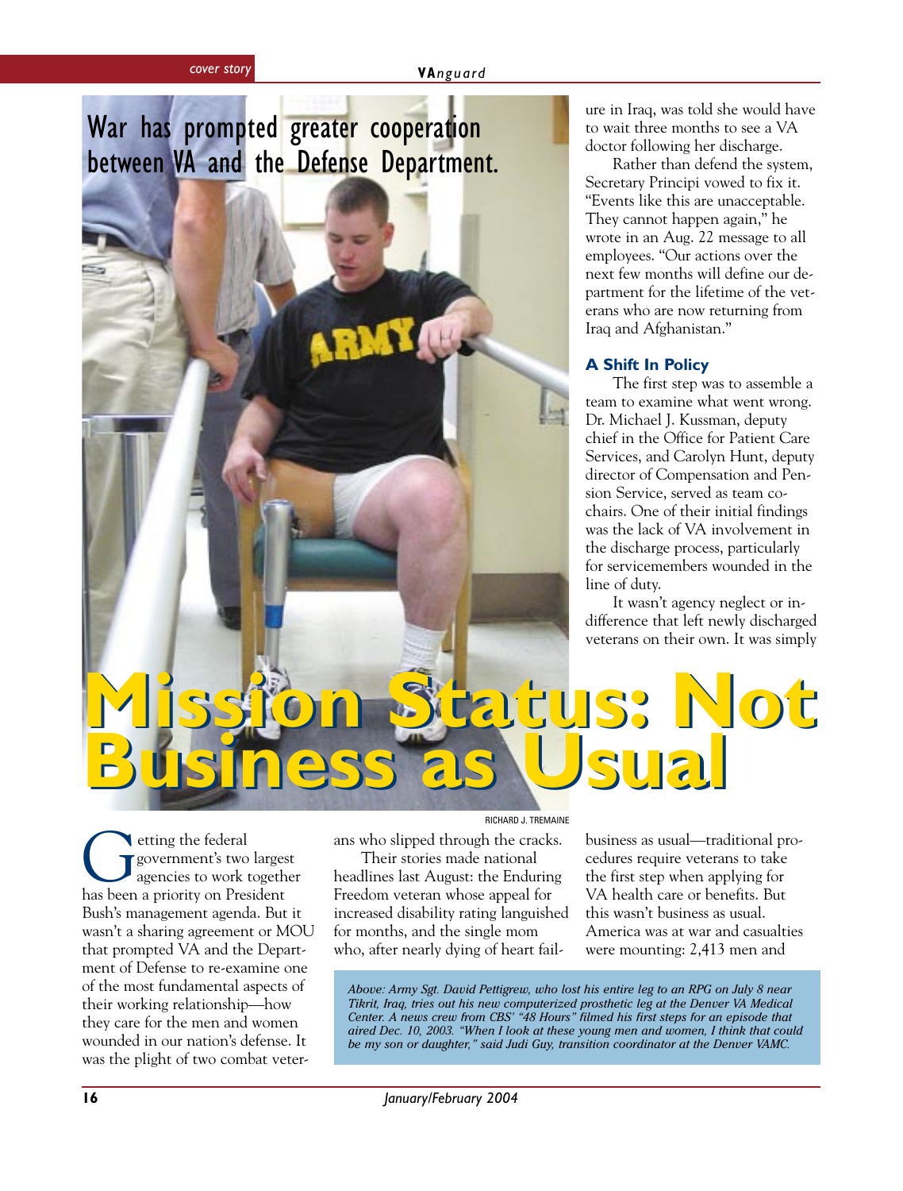War has prompted greater cooperation between VA and the Defense Department.

# Mission Status: Not Business as Usual

RICHARD J. TREMAINE

*Above: Army Sgt. David Pettigrew, who lost his entire leg to an RPG on July 8 near Tikrit, Iraq, tries out his new computerized prosthetic leg at the Denver VA Medical Center. A news crew from CBS' "48 Hours" filmed his first steps for an episode that aired Dec. 10, 2003. "When I look at these young men and women, I think that could be my son or daughter," said Judi Guy, transition coordinator at the Denver VAMC.*

Getting the federal government's two largest agencies to work together has been a priority on President Bush's management agenda. But it wasn't a sharing agreement or MOU that prompted VA and the Department of Defense to re-examine one of the most fundamental aspects of their working relationship—how they care for the men and women wounded in our nation's defense. It was the plight of two combat veterans who slipped through the cracks.

Their stories made national headlines last August: the Enduring Freedom veteran whose appeal for increased disability rating languished for months, and the single mom who, after nearly dying of heart failure in Iraq, was told she would have to wait three months to see a VA doctor following her discharge.

Rather than defend the system, Secretary Principi vowed to fix it. "Events like this are unacceptable. They cannot happen again," he wrote in an Aug. 22 message to all employees. "Our actions over the next few months will define our department for the lifetime of the veterans who are now returning from Iraq and Afghanistan."

### A Shift In Policy

The first step was to assemble a team to examine what went wrong. Dr. Michael J. Kussman, deputy chief in the Office for Patient Care Services, and Carolyn Hunt, deputy director of Compensation and Pension Service, served as team co-chairs. One of their initial findings was the lack of VA involvement in the discharge process, particularly for servicemembers wounded in the line of duty.

It wasn't agency neglect or indifference that left newly discharged veterans on their own. It was simply business as usual—traditional procedures require veterans to take the first step when applying for VA health care or benefits. But this wasn't business as usual. America was at war and casualties were mounting: 2,413 men and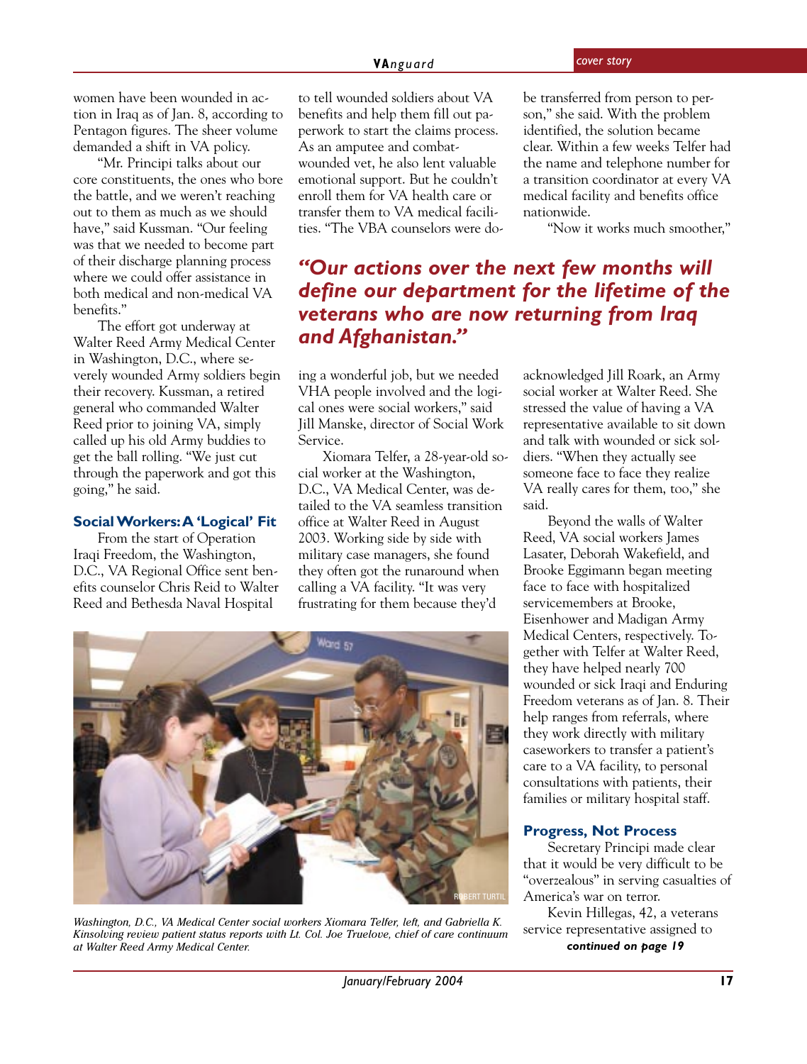women have been wounded in action in Iraq as of Jan. 8, according to Pentagon figures. The sheer volume demanded a shift in VA policy.

"Mr. Principi talks about our core constituents, the ones who bore the battle, and we weren't reaching out to them as much as we should have," said Kussman. "Our feeling was that we needed to become part of their discharge planning process where we could offer assistance in both medical and non-medical VA benefits."

The effort got underway at Walter Reed Army Medical Center in Washington, D.C., where severely wounded Army soldiers begin their recovery. Kussman, a retired general who commanded Walter Reed prior to joining VA, simply called up his old Army buddies to get the ball rolling. "We just cut through the paperwork and got this going," he said.

### Social Workers: A 'Logical' Fit

From the start of Operation Iraqi Freedom, the Washington, D.C., VA Regional Office sent benefits counselor Chris Reid to Walter Reed and Bethesda Naval Hospital to tell wounded soldiers about VA benefits and help them fill out paperwork to start the claims process. As an amputee and combat-wounded vet, he also lent valuable emotional support. But he couldn't enroll them for VA health care or transfer them to VA medical facilities. "The VBA counselors were doing a wonderful job, but we needed VHA people involved and the logical ones were social workers," said Jill Manske, director of Social Work Service.

Xiomara Telfer, a 28-year-old social worker at the Washington, D.C., VA Medical Center, was detailed to the VA seamless transition office at Walter Reed in August 2003. Working side by side with military case managers, she found they often got the runaround when calling a VA facility. "It was very frustrating for them because they'd be transferred from person to person," she said. With the problem identified, the solution became clear. Within a few weeks Telfer had the name and telephone number for a transition coordinator at every VA medical facility and benefits office nationwide.

"Now it works much smoother," acknowledged Jill Roark, an Army social worker at Walter Reed. She stressed the value of having a VA representative available to sit down and talk with wounded or sick soldiers. "When they actually see someone face to face they realize VA really cares for them, too," she said.

***"Our actions over the next few months will define our department for the lifetime of the veterans who are now returning from Iraq and Afghanistan."***

Beyond the walls of Walter Reed, VA social workers James Lasater, Deborah Wakefield, and Brooke Eggimann began meeting face to face with hospitalized servicemembers at Brooke, Eisenhower and Madigan Army Medical Centers, respectively. Together with Telfer at Walter Reed, they have helped nearly 700 wounded or sick Iraqi and Enduring Freedom veterans as of Jan. 8. Their help ranges from referrals, where they work directly with military caseworkers to transfer a patient's care to a VA facility, to personal consultations with patients, their families or military hospital staff.

ROBERT TURTIL

*Washington, D.C., VA Medical Center social workers Xiomara Telfer, left, and Gabriella K. Kinsolving review patient status reports with Lt. Col. Joe Truelove, chief of care continuum at Walter Reed Army Medical Center.*

### Progress, Not Process

Secretary Principi made clear that it would be very difficult to be "overzealous" in serving casualties of America's war on terror.

Kevin Hillegas, 42, a veterans service representative assigned to

***continued on page 19***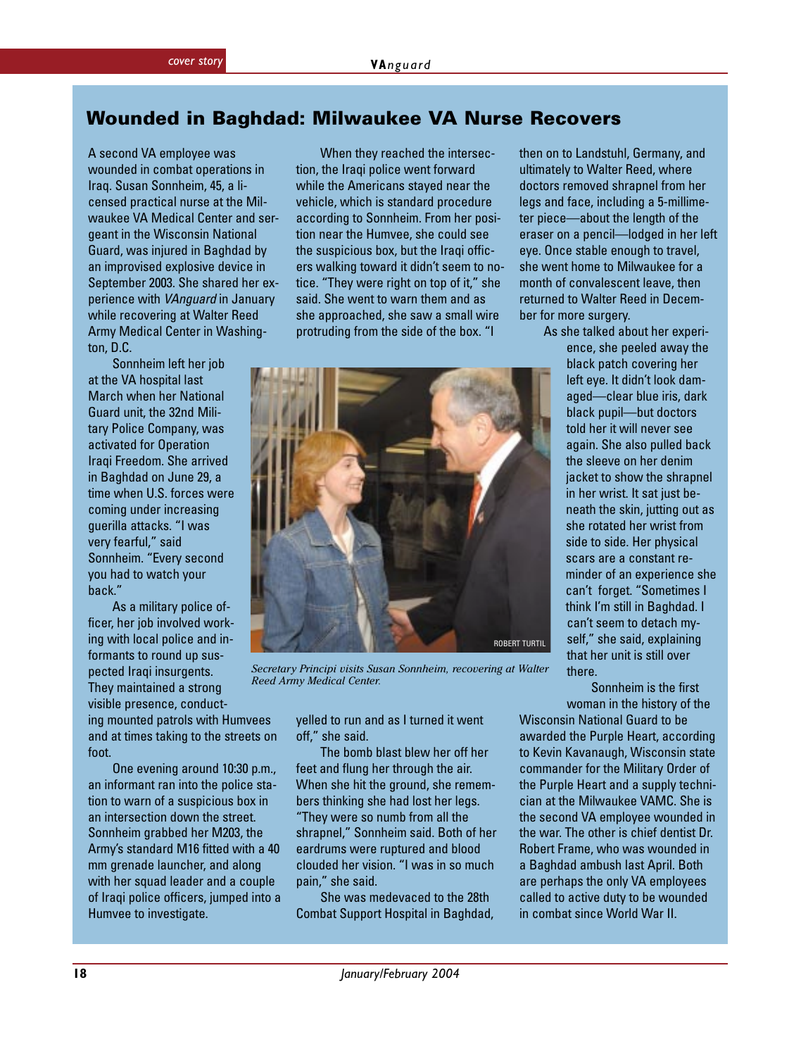# Wounded in Baghdad: Milwaukee VA Nurse Recovers

A second VA employee was wounded in combat operations in Iraq. Susan Sonnheim, 45, a licensed practical nurse at the Milwaukee VA Medical Center and sergeant in the Wisconsin National Guard, was injured in Baghdad by an improvised explosive device in September 2003. She shared her experience with *VAnguard* in January while recovering at Walter Reed Army Medical Center in Washington, D.C.

Sonnheim left her job at the VA hospital last March when her National Guard unit, the 32nd Military Police Company, was activated for Operation Iraqi Freedom. She arrived in Baghdad on June 29, a time when U.S. forces were coming under increasing guerilla attacks. "I was very fearful," said Sonnheim. "Every second you had to watch your back."

As a military police officer, her job involved working with local police and informants to round up suspected Iraqi insurgents. They maintained a strong visible presence, conducting mounted patrols with Humvees and at times taking to the streets on foot.

One evening around 10:30 p.m., an informant ran into the police station to warn of a suspicious box in an intersection down the street. Sonnheim grabbed her M203, the Army's standard M16 fitted with a 40 mm grenade launcher, and along with her squad leader and a couple of Iraqi police officers, jumped into a Humvee to investigate.

When they reached the intersection, the Iraqi police went forward while the Americans stayed near the vehicle, which is standard procedure according to Sonnheim. From her position near the Humvee, she could see the suspicious box, but the Iraqi officers walking toward it didn't seem to notice. "They were right on top of it," she said. She went to warn them and as she approached, she saw a small wire protruding from the side of the box. "I yelled to run and as I turned it went off," she said.

The bomb blast blew her off her feet and flung her through the air. When she hit the ground, she remembers thinking she had lost her legs. "They were so numb from all the shrapnel," Sonnheim said. Both of her eardrums were ruptured and blood clouded her vision. "I was in so much pain," she said.

She was medevaced to the 28th Combat Support Hospital in Baghdad, then on to Landstuhl, Germany, and ultimately to Walter Reed, where doctors removed shrapnel from her legs and face, including a 5-millimeter piece—about the length of the eraser on a pencil—lodged in her left eye. Once stable enough to travel, she went home to Milwaukee for a month of convalescent leave, then returned to Walter Reed in December for more surgery.

ROBERT TURTIL

*Secretary Principi visits Susan Sonnheim, recovering at Walter Reed Army Medical Center.*

As she talked about her experience, she peeled away the black patch covering her left eye. It didn't look damaged—clear blue iris, dark black pupil—but doctors told her it will never see again. She also pulled back the sleeve on her denim jacket to show the shrapnel in her wrist. It sat just beneath the skin, jutting out as she rotated her wrist from side to side. Her physical scars are a constant reminder of an experience she can't forget. "Sometimes I think I'm still in Baghdad. I can't seem to detach myself," she said, explaining that her unit is still over there.

Sonnheim is the first woman in the history of the Wisconsin National Guard to be awarded the Purple Heart, according to Kevin Kavanaugh, Wisconsin state commander for the Military Order of the Purple Heart and a supply technician at the Milwaukee VAMC. She is the second VA employee wounded in the war. The other is chief dentist Dr. Robert Frame, who was wounded in a Baghdad ambush last April. Both are perhaps the only VA employees called to active duty to be wounded in combat since World War II.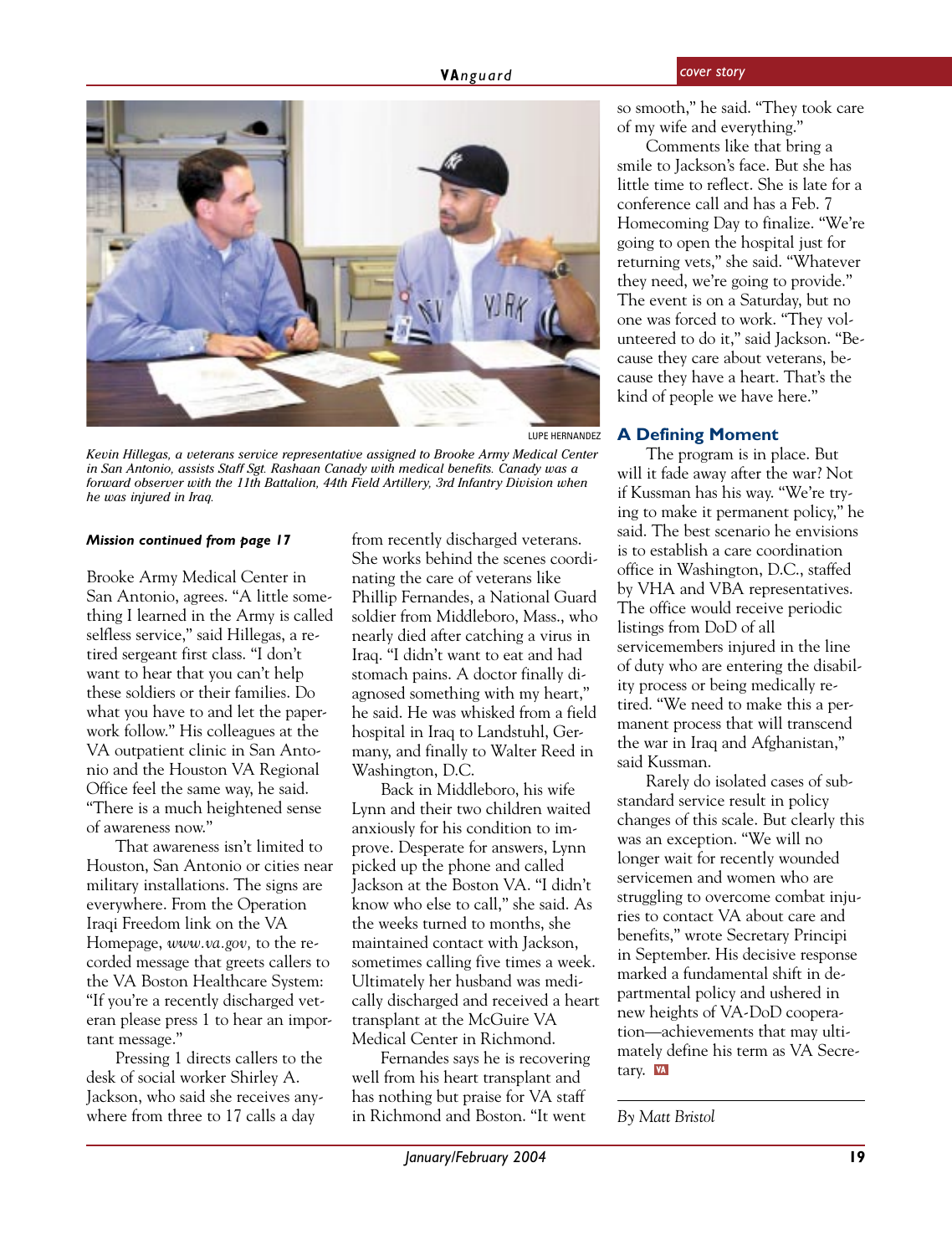LUPE HERNANDEZ

*Kevin Hillegas, a veterans service representative assigned to Brooke Army Medical Center in San Antonio, assists Staff Sgt. Rashaan Canady with medical benefits. Canady was a forward observer with the 11th Battalion, 44th Field Artillery, 3rd Infantry Division when he was injured in Iraq.*

***Mission continued from page 17***

Brooke Army Medical Center in San Antonio, agrees. "A little something I learned in the Army is called selfless service," said Hillegas, a retired sergeant first class. "I don't want to hear that you can't help these soldiers or their families. Do what you have to and let the paperwork follow." His colleagues at the VA outpatient clinic in San Antonio and the Houston VA Regional Office feel the same way, he said. "There is a much heightened sense of awareness now."

That awareness isn't limited to Houston, San Antonio or cities near military installations. The signs are everywhere. From the Operation Iraqi Freedom link on the VA Homepage, *www.va.gov,* to the recorded message that greets callers to the VA Boston Healthcare System: "If you're a recently discharged veteran please press 1 to hear an important message."

Pressing 1 directs callers to the desk of social worker Shirley A. Jackson, who said she receives anywhere from three to 17 calls a day from recently discharged veterans. She works behind the scenes coordinating the care of veterans like Phillip Fernandes, a National Guard soldier from Middleboro, Mass., who nearly died after catching a virus in Iraq. "I didn't want to eat and had stomach pains. A doctor finally diagnosed something with my heart," he said. He was whisked from a field hospital in Iraq to Landstuhl, Germany, and finally to Walter Reed in Washington, D.C.

Back in Middleboro, his wife Lynn and their two children waited anxiously for his condition to improve. Desperate for answers, Lynn picked up the phone and called Jackson at the Boston VA. "I didn't know who else to call," she said. As the weeks turned to months, she maintained contact with Jackson, sometimes calling five times a week. Ultimately her husband was medically discharged and received a heart transplant at the McGuire VA Medical Center in Richmond.

Fernandes says he is recovering well from his heart transplant and has nothing but praise for VA staff in Richmond and Boston. "It went so smooth," he said. "They took care of my wife and everything."

Comments like that bring a smile to Jackson's face. But she has little time to reflect. She is late for a conference call and has a Feb. 7 Homecoming Day to finalize. "We're going to open the hospital just for returning vets," she said. "Whatever they need, we're going to provide." The event is on a Saturday, but no one was forced to work. "They volunteered to do it," said Jackson. "Because they care about veterans, because they have a heart. That's the kind of people we have here."

## A Defining Moment

The program is in place. But will it fade away after the war? Not if Kussman has his way. "We're trying to make it permanent policy," he said. The best scenario he envisions is to establish a care coordination office in Washington, D.C., staffed by VHA and VBA representatives. The office would receive periodic listings from DoD of all servicemembers injured in the line of duty who are entering the disability process or being medically retired. "We need to make this a permanent process that will transcend the war in Iraq and Afghanistan," said Kussman.

Rarely do isolated cases of substandard service result in policy changes of this scale. But clearly this was an exception. "We will no longer wait for recently wounded servicemen and women who are struggling to overcome combat injuries to contact VA about care and benefits," wrote Secretary Principi in September. His decisive response marked a fundamental shift in departmental policy and ushered in new heights of VA-DoD cooperation—achievements that may ultimately define his term as VA Secretary.

*By Matt Bristol*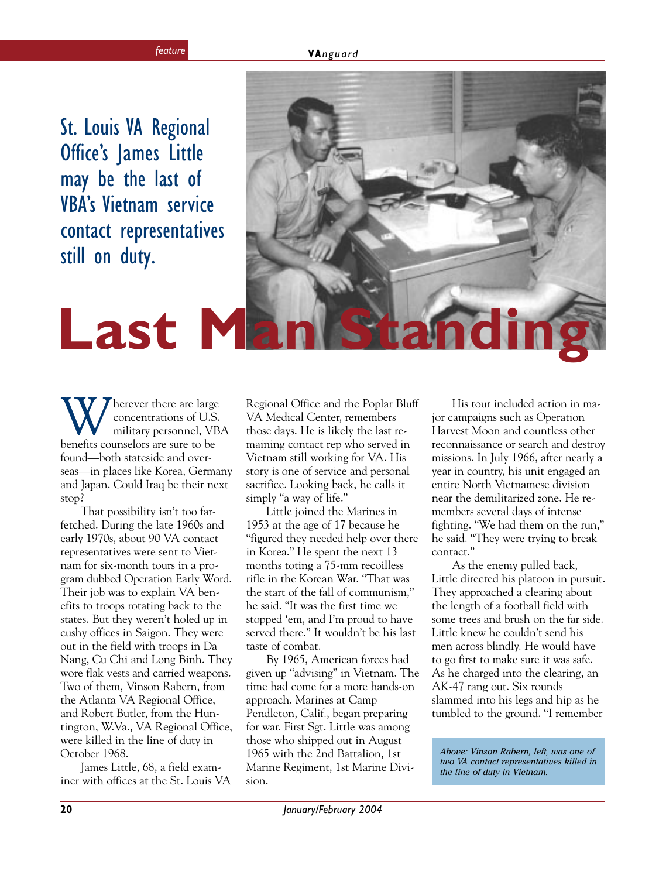St. Louis VA Regional Office's James Little may be the last of VBA's Vietnam service contact representatives still on duty.

# Last Man Standing

Wherever there are large concentrations of U.S. military personnel, VBA benefits counselors are sure to be found—both stateside and overseas—in places like Korea, Germany and Japan. Could Iraq be their next stop?

That possibility isn't too far-fetched. During the late 1960s and early 1970s, about 90 VA contact representatives were sent to Vietnam for six-month tours in a program dubbed Operation Early Word. Their job was to explain VA benefits to troops rotating back to the states. But they weren't holed up in cushy offices in Saigon. They were out in the field with troops in Da Nang, Cu Chi and Long Binh. They wore flak vests and carried weapons. Two of them, Vinson Rabern, from the Atlanta VA Regional Office, and Robert Butler, from the Huntington, W.Va., VA Regional Office, were killed in the line of duty in October 1968.

James Little, 68, a field examiner with offices at the St. Louis VA Regional Office and the Poplar Bluff VA Medical Center, remembers those days. He is likely the last remaining contact rep who served in Vietnam still working for VA. His story is one of service and personal sacrifice. Looking back, he calls it simply "a way of life."

Little joined the Marines in 1953 at the age of 17 because he "figured they needed help over there in Korea." He spent the next 13 months toting a 75-mm recoilless rifle in the Korean War. "That was the start of the fall of communism," he said. "It was the first time we stopped 'em, and I'm proud to have served there." It wouldn't be his last taste of combat.

By 1965, American forces had given up "advising" in Vietnam. The time had come for a more hands-on approach. Marines at Camp Pendleton, Calif., began preparing for war. First Sgt. Little was among those who shipped out in August 1965 with the 2nd Battalion, 1st Marine Regiment, 1st Marine Division.

His tour included action in major campaigns such as Operation Harvest Moon and countless other reconnaissance or search and destroy missions. In July 1966, after nearly a year in country, his unit engaged an entire North Vietnamese division near the demilitarized zone. He remembers several days of intense fighting. "We had them on the run," he said. "They were trying to break contact."

As the enemy pulled back, Little directed his platoon in pursuit. They approached a clearing about the length of a football field with some trees and brush on the far side. Little knew he couldn't send his men across blindly. He would have to go first to make sure it was safe. As he charged into the clearing, an AK-47 rang out. Six rounds slammed into his legs and hip as he tumbled to the ground. "I remember

*Above: Vinson Rabern, left, was one of two VA contact representatives killed in the line of duty in Vietnam.*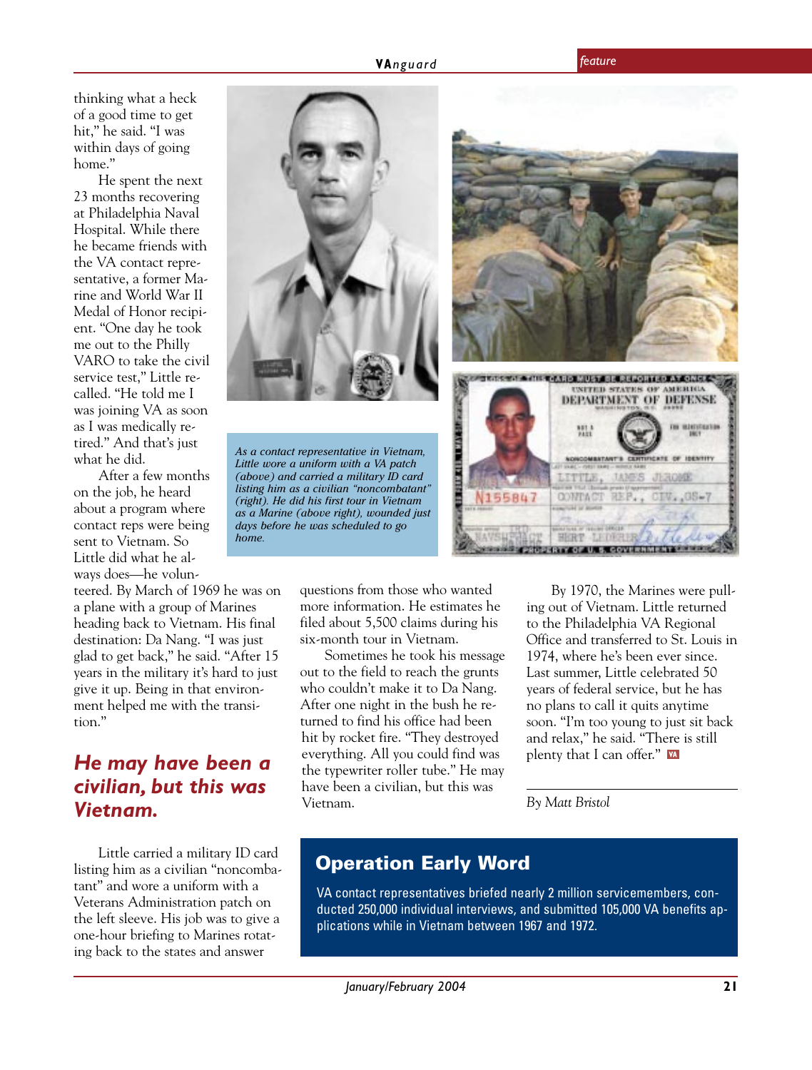thinking what a heck of a good time to get hit," he said. "I was within days of going home."

He spent the next 23 months recovering at Philadelphia Naval Hospital. While there he became friends with the VA contact representative, a former Marine and World War II Medal of Honor recipient. "One day he took me out to the Philly VARO to take the civil service test," Little recalled. "He told me I was joining VA as soon as I was medically retired." And that's just what he did.

After a few months on the job, he heard about a program where contact reps were being sent to Vietnam. So Little did what he always does—he volunteered. By March of 1969 he was on a plane with a group of Marines heading back to Vietnam. His final destination: Da Nang. "I was just glad to get back," he said. "After 15 years in the military it's hard to just give it up. Being in that environment helped me with the transition."

*As a contact representative in Vietnam, Little wore a uniform with a VA patch (above) and carried a military ID card listing him as a civilian "noncombatant" (right). He did his first tour in Vietnam as a Marine (above right), wounded just days before he was scheduled to go home.*

## *He may have been a civilian, but this was Vietnam.*

Little carried a military ID card listing him as a civilian "noncombatant" and wore a uniform with a Veterans Administration patch on the left sleeve. His job was to give a one-hour briefing to Marines rotating back to the states and answer questions from those who wanted more information. He estimates he filed about 5,500 claims during his six-month tour in Vietnam.

Sometimes he took his message out to the field to reach the grunts who couldn't make it to Da Nang. After one night in the bush he returned to find his office had been hit by rocket fire. "They destroyed everything. All you could find was the typewriter roller tube." He may have been a civilian, but this was Vietnam.

By 1970, the Marines were pulling out of Vietnam. Little returned to the Philadelphia VA Regional Office and transferred to St. Louis in 1974, where he's been ever since. Last summer, Little celebrated 50 years of federal service, but he has no plans to call it quits anytime soon. "I'm too young to just sit back and relax," he said. "There is still plenty that I can offer."

*By Matt Bristol*

## Operation Early Word

VA contact representatives briefed nearly 2 million servicemembers, conducted 250,000 individual interviews, and submitted 105,000 VA benefits applications while in Vietnam between 1967 and 1972.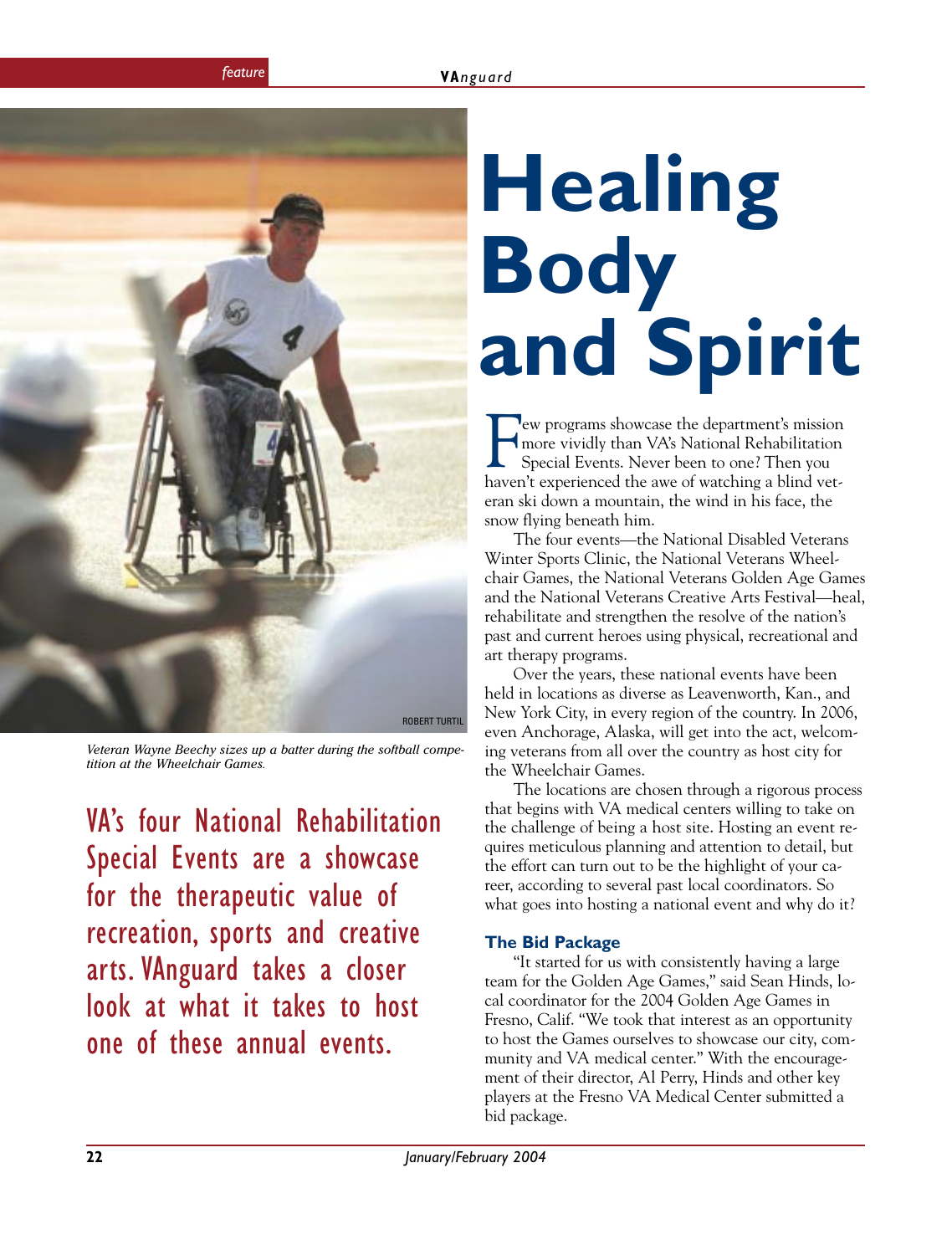# Healing Body and Spirit

Veteran Wayne Beechy sizes up a batter during the softball competition at the Wheelchair Games.

VA's four National Rehabilitation Special Events are a showcase for the therapeutic value of recreation, sports and creative arts. VAnguard takes a closer look at what it takes to host one of these annual events.

Few programs showcase the department's mission more vividly than VA's National Rehabilitation Special Events. Never been to one? Then you haven't experienced the awe of watching a blind veteran ski down a mountain, the wind in his face, the snow flying beneath him.

The four events—the National Disabled Veterans Winter Sports Clinic, the National Veterans Wheelchair Games, the National Veterans Golden Age Games and the National Veterans Creative Arts Festival—heal, rehabilitate and strengthen the resolve of the nation's past and current heroes using physical, recreational and art therapy programs.

Over the years, these national events have been held in locations as diverse as Leavenworth, Kan., and New York City, in every region of the country. In 2006, even Anchorage, Alaska, will get into the act, welcoming veterans from all over the country as host city for the Wheelchair Games.

The locations are chosen through a rigorous process that begins with VA medical centers willing to take on the challenge of being a host site. Hosting an event requires meticulous planning and attention to detail, but the effort can turn out to be the highlight of your career, according to several past local coordinators. So what goes into hosting a national event and why do it?

### The Bid Package

"It started for us with consistently having a large team for the Golden Age Games," said Sean Hinds, local coordinator for the 2004 Golden Age Games in Fresno, Calif. "We took that interest as an opportunity to host the Games ourselves to showcase our city, community and VA medical center." With the encouragement of their director, Al Perry, Hinds and other key players at the Fresno VA Medical Center submitted a bid package.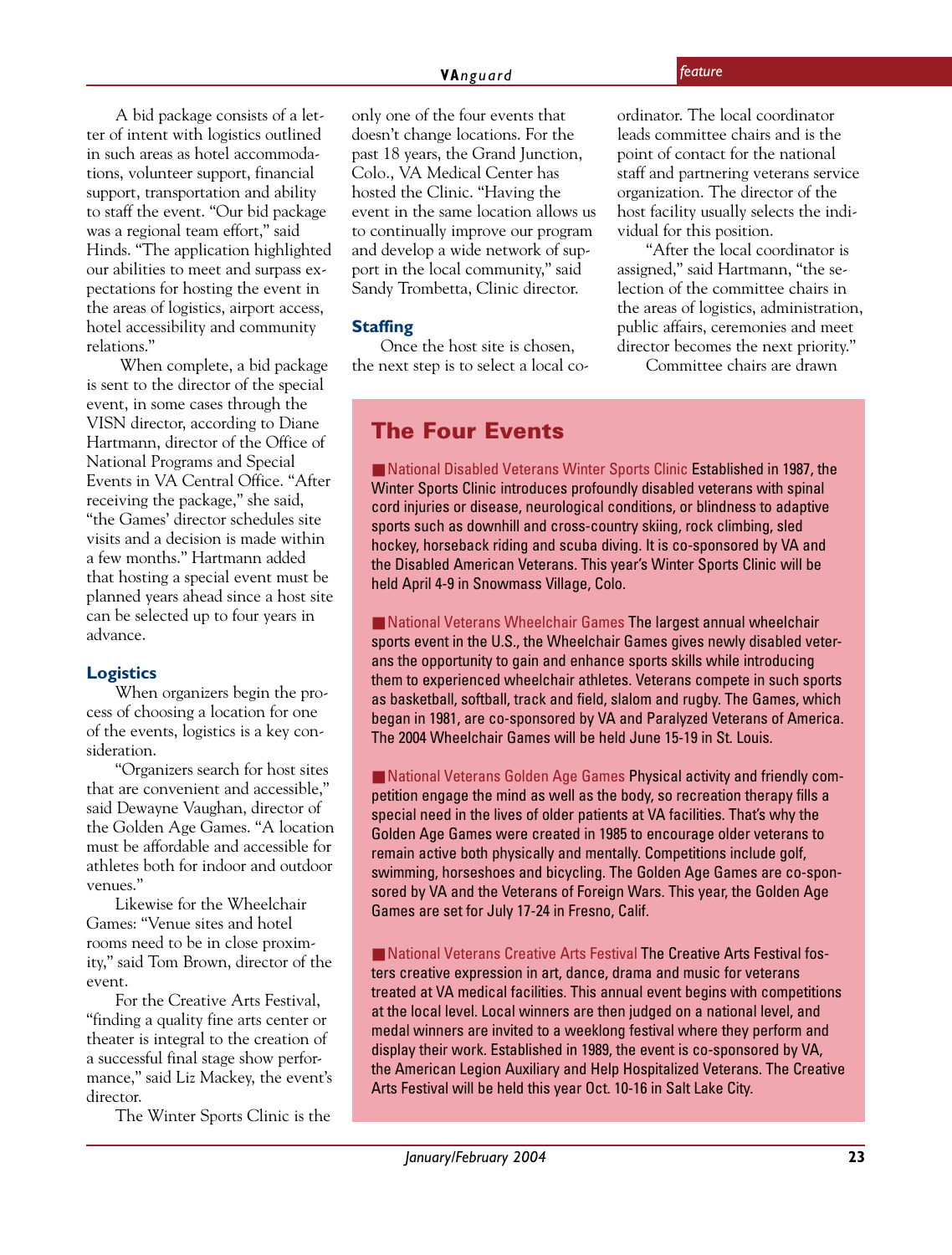A bid package consists of a letter of intent with logistics outlined in such areas as hotel accommodations, volunteer support, financial support, transportation and ability to staff the event. "Our bid package was a regional team effort," said Hinds. "The application highlighted our abilities to meet and surpass expectations for hosting the event in the areas of logistics, airport access, hotel accessibility and community relations."

When complete, a bid package is sent to the director of the special event, in some cases through the VISN director, according to Diane Hartmann, director of the Office of National Programs and Special Events in VA Central Office. "After receiving the package," she said, "the Games' director schedules site visits and a decision is made within a few months." Hartmann added that hosting a special event must be planned years ahead since a host site can be selected up to four years in advance.

## Logistics

When organizers begin the process of choosing a location for one of the events, logistics is a key consideration.

"Organizers search for host sites that are convenient and accessible," said Dewayne Vaughan, director of the Golden Age Games. "A location must be affordable and accessible for athletes both for indoor and outdoor venues."

Likewise for the Wheelchair Games: "Venue sites and hotel rooms need to be in close proximity," said Tom Brown, director of the event.

For the Creative Arts Festival, "finding a quality fine arts center or theater is integral to the creation of a successful final stage show performance," said Liz Mackey, the event's director.

The Winter Sports Clinic is the only one of the four events that doesn't change locations. For the past 18 years, the Grand Junction, Colo., VA Medical Center has hosted the Clinic. "Having the event in the same location allows us to continually improve our program and develop a wide network of support in the local community," said Sandy Trombetta, Clinic director.

## Staffing

Once the host site is chosen, the next step is to select a local coordinator. The local coordinator leads committee chairs and is the point of contact for the national staff and partnering veterans service organization. The director of the host facility usually selects the individual for this position.

"After the local coordinator is assigned," said Hartmann, "the selection of the committee chairs in the areas of logistics, administration, public affairs, ceremonies and meet director becomes the next priority."

Committee chairs are drawn

## The Four Events

■ National Disabled Veterans Winter Sports Clinic Established in 1987, the Winter Sports Clinic introduces profoundly disabled veterans with spinal cord injuries or disease, neurological conditions, or blindness to adaptive sports such as downhill and cross-country skiing, rock climbing, sled hockey, horseback riding and scuba diving. It is co-sponsored by VA and the Disabled American Veterans. This year's Winter Sports Clinic will be held April 4-9 in Snowmass Village, Colo.

■ National Veterans Wheelchair Games The largest annual wheelchair sports event in the U.S., the Wheelchair Games gives newly disabled veterans the opportunity to gain and enhance sports skills while introducing them to experienced wheelchair athletes. Veterans compete in such sports as basketball, softball, track and field, slalom and rugby. The Games, which began in 1981, are co-sponsored by VA and Paralyzed Veterans of America. The 2004 Wheelchair Games will be held June 15-19 in St. Louis.

■ National Veterans Golden Age Games Physical activity and friendly competition engage the mind as well as the body, so recreation therapy fills a special need in the lives of older patients at VA facilities. That's why the Golden Age Games were created in 1985 to encourage older veterans to remain active both physically and mentally. Competitions include golf, swimming, horseshoes and bicycling. The Golden Age Games are co-sponsored by VA and the Veterans of Foreign Wars. This year, the Golden Age Games are set for July 17-24 in Fresno, Calif.

■ National Veterans Creative Arts Festival The Creative Arts Festival fosters creative expression in art, dance, drama and music for veterans treated at VA medical facilities. This annual event begins with competitions at the local level. Local winners are then judged on a national level, and medal winners are invited to a weeklong festival where they perform and display their work. Established in 1989, the event is co-sponsored by VA, the American Legion Auxiliary and Help Hospitalized Veterans. The Creative Arts Festival will be held this year Oct. 10-16 in Salt Lake City.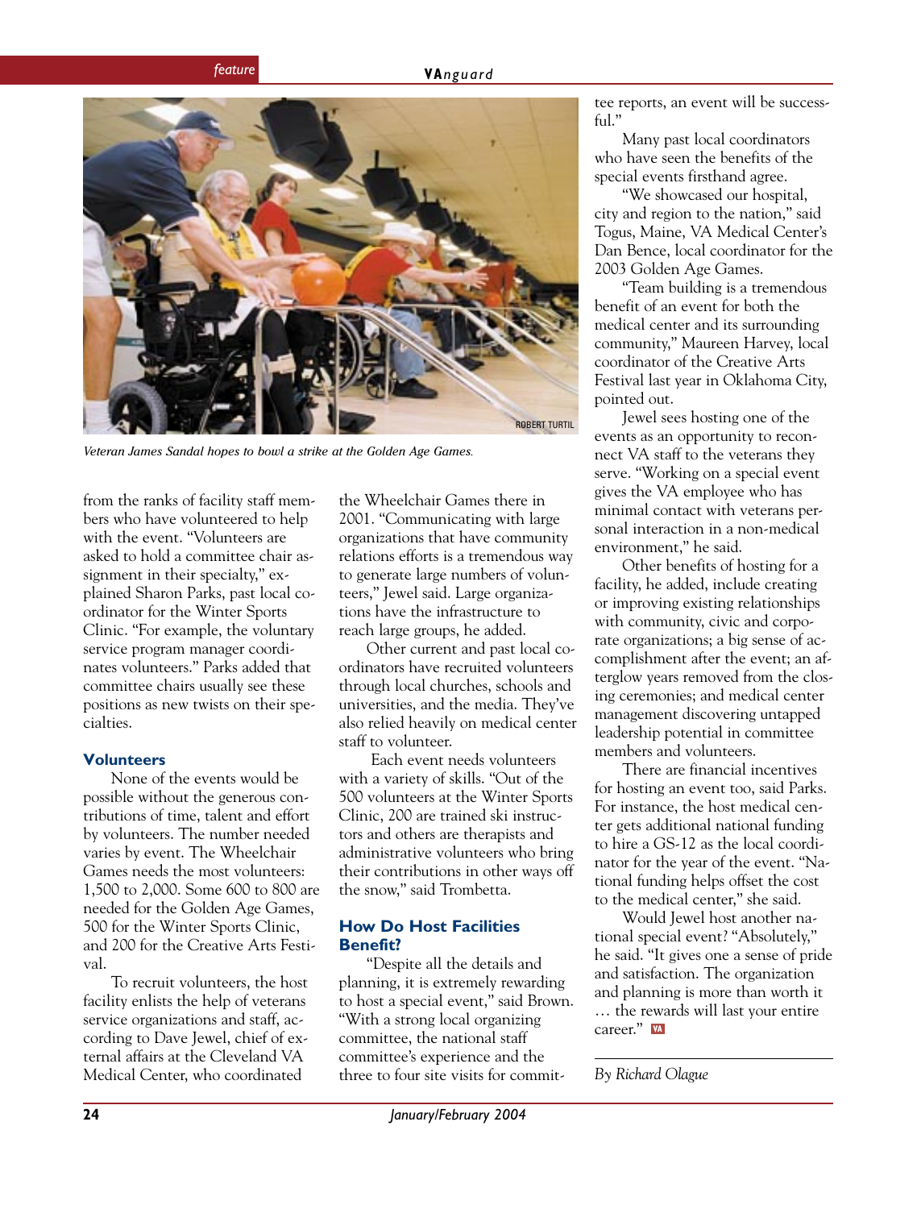Veteran James Sandal hopes to bowl a strike at the Golden Age Games.

from the ranks of facility staff members who have volunteered to help with the event. "Volunteers are asked to hold a committee chair assignment in their specialty," explained Sharon Parks, past local coordinator for the Winter Sports Clinic. "For example, the voluntary service program manager coordinates volunteers." Parks added that committee chairs usually see these positions as new twists on their specialties.

### Volunteers

None of the events would be possible without the generous contributions of time, talent and effort by volunteers. The number needed varies by event. The Wheelchair Games needs the most volunteers: 1,500 to 2,000. Some 600 to 800 are needed for the Golden Age Games, 500 for the Winter Sports Clinic, and 200 for the Creative Arts Festival.

To recruit volunteers, the host facility enlists the help of veterans service organizations and staff, according to Dave Jewel, chief of external affairs at the Cleveland VA Medical Center, who coordinated the Wheelchair Games there in 2001. "Communicating with large organizations that have community relations efforts is a tremendous way to generate large numbers of volunteers," Jewel said. Large organizations have the infrastructure to reach large groups, he added.

Other current and past local coordinators have recruited volunteers through local churches, schools and universities, and the media. They've also relied heavily on medical center staff to volunteer.

Each event needs volunteers with a variety of skills. "Out of the 500 volunteers at the Winter Sports Clinic, 200 are trained ski instructors and others are therapists and administrative volunteers who bring their contributions in other ways off the snow," said Trombetta.

### How Do Host Facilities Benefit?

"Despite all the details and planning, it is extremely rewarding to host a special event," said Brown. "With a strong local organizing committee, the national staff committee's experience and the three to four site visits for committee reports, an event will be successful."

Many past local coordinators who have seen the benefits of the special events firsthand agree.

"We showcased our hospital, city and region to the nation," said Togus, Maine, VA Medical Center's Dan Bence, local coordinator for the 2003 Golden Age Games.

"Team building is a tremendous benefit of an event for both the medical center and its surrounding community," Maureen Harvey, local coordinator of the Creative Arts Festival last year in Oklahoma City, pointed out.

Jewel sees hosting one of the events as an opportunity to reconnect VA staff to the veterans they serve. "Working on a special event gives the VA employee who has minimal contact with veterans personal interaction in a non-medical environment," he said.

Other benefits of hosting for a facility, he added, include creating or improving existing relationships with community, civic and corporate organizations; a big sense of accomplishment after the event; an afterglow years removed from the closing ceremonies; and medical center management discovering untapped leadership potential in committee members and volunteers.

There are financial incentives for hosting an event too, said Parks. For instance, the host medical center gets additional national funding to hire a GS-12 as the local coordinator for the year of the event. "National funding helps offset the cost to the medical center," she said.

Would Jewel host another national special event? "Absolutely," he said. "It gives one a sense of pride and satisfaction. The organization and planning is more than worth it … the rewards will last your entire career."

*By Richard Olague*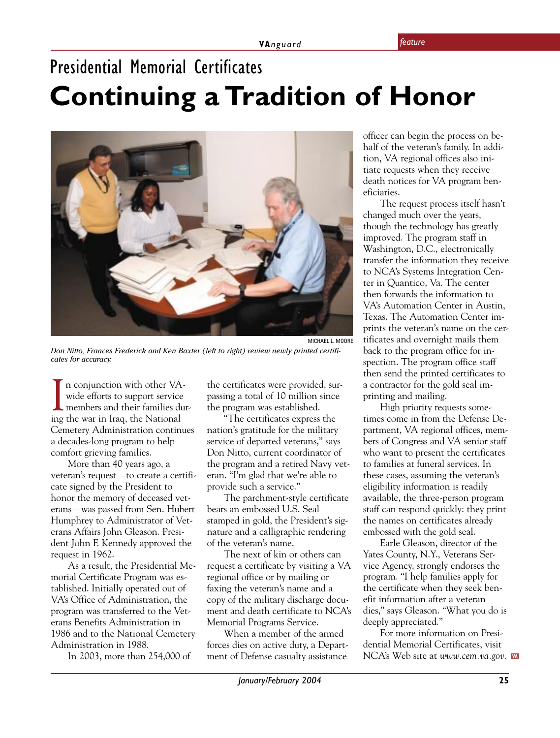## Presidential Memorial Certificates

# Continuing a Tradition of Honor

MICHAEL L. MOORE

*Don Nitto, Frances Frederick and Ken Baxter (left to right) review newly printed certificates for accuracy.*

In conjunction with other VA-wide efforts to support service members and their families during the war in Iraq, the National Cemetery Administration continues a decades-long program to help comfort grieving families.

More than 40 years ago, a veteran's request—to create a certificate signed by the President to honor the memory of deceased veterans—was passed from Sen. Hubert Humphrey to Administrator of Veterans Affairs John Gleason. President John F. Kennedy approved the request in 1962.

As a result, the Presidential Memorial Certificate Program was established. Initially operated out of VA's Office of Administration, the program was transferred to the Veterans Benefits Administration in 1986 and to the National Cemetery Administration in 1988.

In 2003, more than 254,000 of the certificates were provided, surpassing a total of 10 million since the program was established.

"The certificates express the nation's gratitude for the military service of departed veterans," says Don Nitto, current coordinator of the program and a retired Navy veteran. "I'm glad that we're able to provide such a service."

The parchment-style certificate bears an embossed U.S. Seal stamped in gold, the President's signature and a calligraphic rendering of the veteran's name.

The next of kin or others can request a certificate by visiting a VA regional office or by mailing or faxing the veteran's name and a copy of the military discharge document and death certificate to NCA's Memorial Programs Service.

When a member of the armed forces dies on active duty, a Department of Defense casualty assistance officer can begin the process on behalf of the veteran's family. In addition, VA regional offices also initiate requests when they receive death notices for VA program beneficiaries.

The request process itself hasn't changed much over the years, though the technology has greatly improved. The program staff in Washington, D.C., electronically transfer the information they receive to NCA's Systems Integration Center in Quantico, Va. The center then forwards the information to VA's Automation Center in Austin, Texas. The Automation Center imprints the veteran's name on the certificates and overnight mails them back to the program office for inspection. The program office staff then send the printed certificates to a contractor for the gold seal imprinting and mailing.

High priority requests sometimes come in from the Defense Department, VA regional offices, members of Congress and VA senior staff who want to present the certificates to families at funeral services. In these cases, assuming the veteran's eligibility information is readily available, the three-person program staff can respond quickly: they print the names on certificates already embossed with the gold seal.

Earle Gleason, director of the Yates County, N.Y., Veterans Service Agency, strongly endorses the program. "I help families apply for the certificate when they seek benefit information after a veteran dies," says Gleason. "What you do is deeply appreciated."

For more information on Presidential Memorial Certificates, visit NCA's Web site at *www.cem.va.gov.*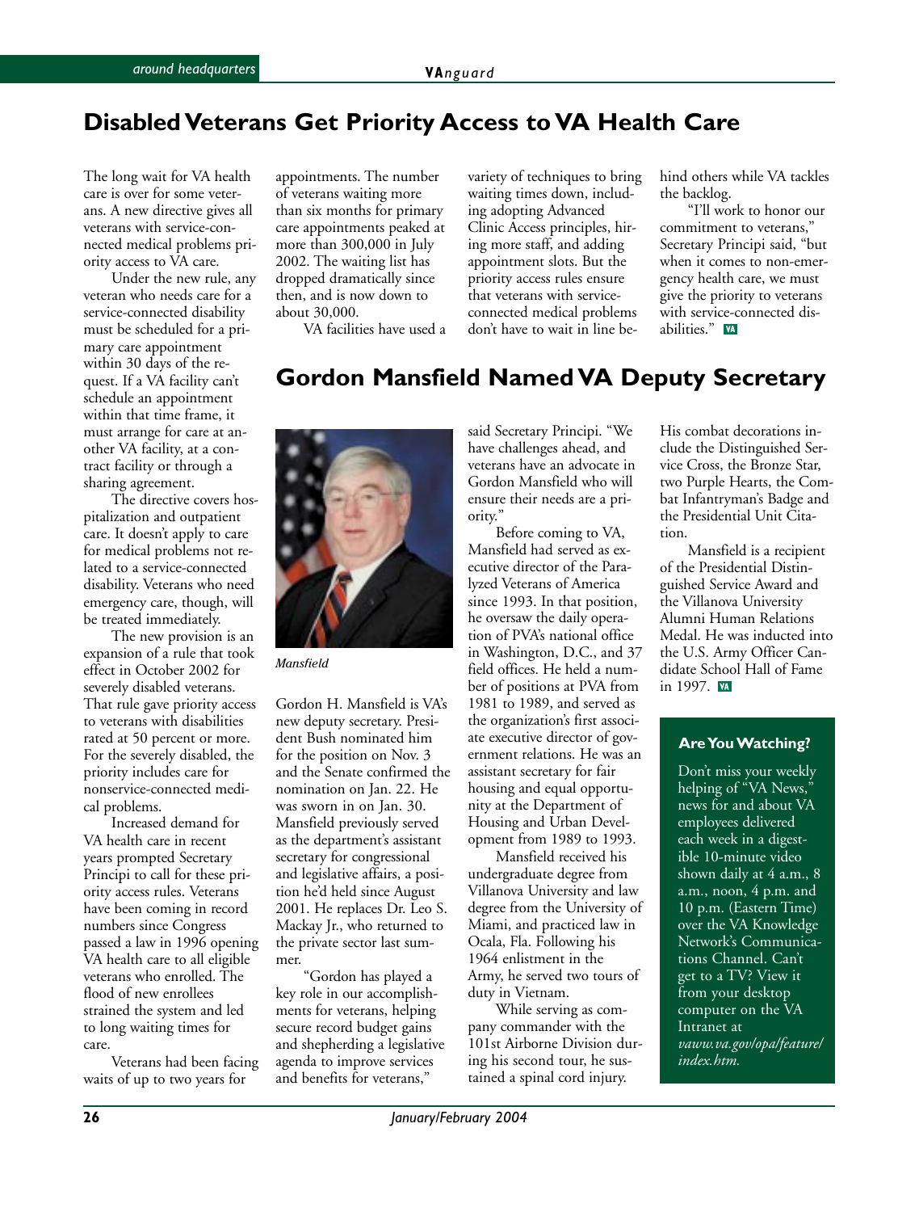## Disabled Veterans Get Priority Access to VA Health Care

The long wait for VA health care is over for some veterans. A new directive gives all veterans with service-connected medical problems priority access to VA care.

Under the new rule, any veteran who needs care for a service-connected disability must be scheduled for a primary care appointment within 30 days of the request. If a VA facility can't schedule an appointment within that time frame, it must arrange for care at another VA facility, at a contract facility or through a sharing agreement.

The directive covers hospitalization and outpatient care. It doesn't apply to care for medical problems not related to a service-connected disability. Veterans who need emergency care, though, will be treated immediately.

The new provision is an expansion of a rule that took effect in October 2002 for severely disabled veterans. That rule gave priority access to veterans with disabilities rated at 50 percent or more. For the severely disabled, the priority includes care for nonservice-connected medical problems.

Increased demand for VA health care in recent years prompted Secretary Principi to call for these priority access rules. Veterans have been coming in record numbers since Congress passed a law in 1996 opening VA health care to all eligible veterans who enrolled. The flood of new enrollees strained the system and led to long waiting times for care.

Veterans had been facing waits of up to two years for appointments. The number of veterans waiting more than six months for primary care appointments peaked at more than 300,000 in July 2002. The waiting list has dropped dramatically since then, and is now down to about 30,000.

VA facilities have used a variety of techniques to bring waiting times down, including adopting Advanced Clinic Access principles, hiring more staff, and adding appointment slots. But the priority access rules ensure that veterans with service-connected medical problems don't have to wait in line behind others while VA tackles the backlog.

"I'll work to honor our commitment to veterans," Secretary Principi said, "but when it comes to non-emergency health care, we must give the priority to veterans with service-connected disabilities."

## Gordon Mansfield Named VA Deputy Secretary

*Mansfield*

Gordon H. Mansfield is VA's new deputy secretary. President Bush nominated him for the position on Nov. 3 and the Senate confirmed the nomination on Jan. 22. He was sworn in on Jan. 30. Mansfield previously served as the department's assistant secretary for congressional and legislative affairs, a position he'd held since August 2001. He replaces Dr. Leo S. Mackay Jr., who returned to the private sector last summer.

"Gordon has played a key role in our accomplishments for veterans, helping secure record budget gains and shepherding a legislative agenda to improve services and benefits for veterans," said Secretary Principi. "We have challenges ahead, and veterans have an advocate in Gordon Mansfield who will ensure their needs are a priority."

Before coming to VA, Mansfield had served as executive director of the Paralyzed Veterans of America since 1993. In that position, he oversaw the daily operation of PVA's national office in Washington, D.C., and 37 field offices. He held a number of positions at PVA from 1981 to 1989, and served as the organization's first associate executive director of government relations. He was an assistant secretary for fair housing and equal opportunity at the Department of Housing and Urban Development from 1989 to 1993.

Mansfield received his undergraduate degree from Villanova University and law degree from the University of Miami, and practiced law in Ocala, Fla. Following his 1964 enlistment in the Army, he served two tours of duty in Vietnam.

While serving as company commander with the 101st Airborne Division during his second tour, he sustained a spinal cord injury. His combat decorations include the Distinguished Service Cross, the Bronze Star, two Purple Hearts, the Combat Infantryman's Badge and the Presidential Unit Citation.

Mansfield is a recipient of the Presidential Distinguished Service Award and the Villanova University Alumni Human Relations Medal. He was inducted into the U.S. Army Officer Candidate School Hall of Fame in 1997.

### Are You Watching?

Don't miss your weekly helping of "VA News," news for and about VA employees delivered each week in a digestible 10-minute video shown daily at 4 a.m., 8 a.m., noon, 4 p.m. and 10 p.m. (Eastern Time) over the VA Knowledge Network's Communications Channel. Can't get to a TV? View it from your desktop computer on the VA Intranet at *vaww.va.gov/opa/feature/index.htm.*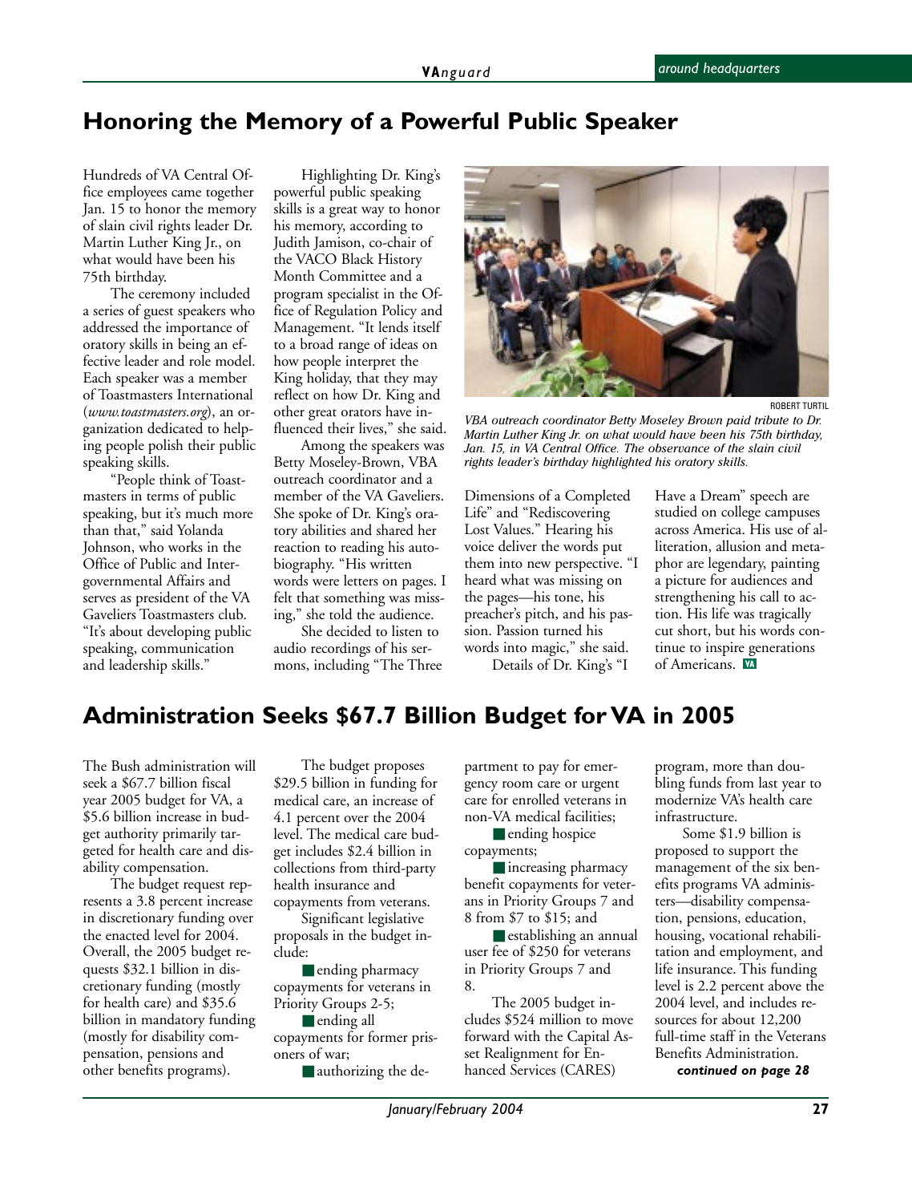## Honoring the Memory of a Powerful Public Speaker

Hundreds of VA Central Office employees came together Jan. 15 to honor the memory of slain civil rights leader Dr. Martin Luther King Jr., on what would have been his 75th birthday.

The ceremony included a series of guest speakers who addressed the importance of oratory skills in being an effective leader and role model. Each speaker was a member of Toastmasters International (*www.toastmasters.org*), an organization dedicated to helping people polish their public speaking skills.

"People think of Toastmasters in terms of public speaking, but it's much more than that," said Yolanda Johnson, who works in the Office of Public and Intergovernmental Affairs and serves as president of the VA Gaveliers Toastmasters club. "It's about developing public speaking, communication and leadership skills."

Highlighting Dr. King's powerful public speaking skills is a great way to honor his memory, according to Judith Jamison, co-chair of the VACO Black History Month Committee and a program specialist in the Office of Regulation Policy and Management. "It lends itself to a broad range of ideas on how people interpret the King holiday, that they may reflect on how Dr. King and other great orators have influenced their lives," she said.

Among the speakers was Betty Moseley-Brown, VBA outreach coordinator and a member of the VA Gaveliers. She spoke of Dr. King's oratory abilities and shared her reaction to reading his autobiography. "His written words were letters on pages. I felt that something was missing," she told the audience.

She decided to listen to audio recordings of his sermons, including "The Three Dimensions of a Completed Life" and "Rediscovering Lost Values." Hearing his voice deliver the words put them into new perspective. "I heard what was missing on the pages—his tone, his preacher's pitch, and his passion. Passion turned his words into magic," she said.

Details of Dr. King's "I Have a Dream" speech are studied on college campuses across America. His use of alliteration, allusion and metaphor are legendary, painting a picture for audiences and strengthening his call to action. His life was tragically cut short, but his words continue to inspire generations of Americans.

ROBERT TURTIL

*VBA outreach coordinator Betty Moseley Brown paid tribute to Dr. Martin Luther King Jr. on what would have been his 75th birthday, Jan. 15, in VA Central Office. The observance of the slain civil rights leader's birthday highlighted his oratory skills.*

## Administration Seeks $67.7 Billion Budget for VA in 2005

The Bush administration will seek a $67.7 billion fiscal year 2005 budget for VA, a $5.6 billion increase in budget authority primarily targeted for health care and disability compensation.

The budget request represents a 3.8 percent increase in discretionary funding over the enacted level for 2004. Overall, the 2005 budget requests $32.1 billion in discretionary funding (mostly for health care) and $35.6 billion in mandatory funding (mostly for disability compensation, pensions and other benefits programs).

The budget proposes $29.5 billion in funding for medical care, an increase of 4.1 percent over the 2004 level. The medical care budget includes $2.4 billion in collections from third-party health insurance and copayments from veterans.

Significant legislative proposals in the budget include:

- ending pharmacy copayments for veterans in Priority Groups 2-5;
- ending all copayments for former prisoners of war;
- authorizing the department to pay for emergency room care or urgent care for enrolled veterans in non-VA medical facilities;
- ending hospice copayments;
- increasing pharmacy benefit copayments for veterans in Priority Groups 7 and 8 from $7 to $15; and
- establishing an annual user fee of $250 for veterans in Priority Groups 7 and 8.

The 2005 budget includes $524 million to move forward with the Capital Asset Realignment for Enhanced Services (CARES) program, more than doubling funds from last year to modernize VA's health care infrastructure.

Some $1.9 billion is proposed to support the management of the six benefits programs VA administers—disability compensation, pensions, education, housing, vocational rehabilitation and employment, and life insurance. This funding level is 2.2 percent above the 2004 level, and includes resources for about 12,200 full-time staff in the Veterans Benefits Administration.

***continued on page 28***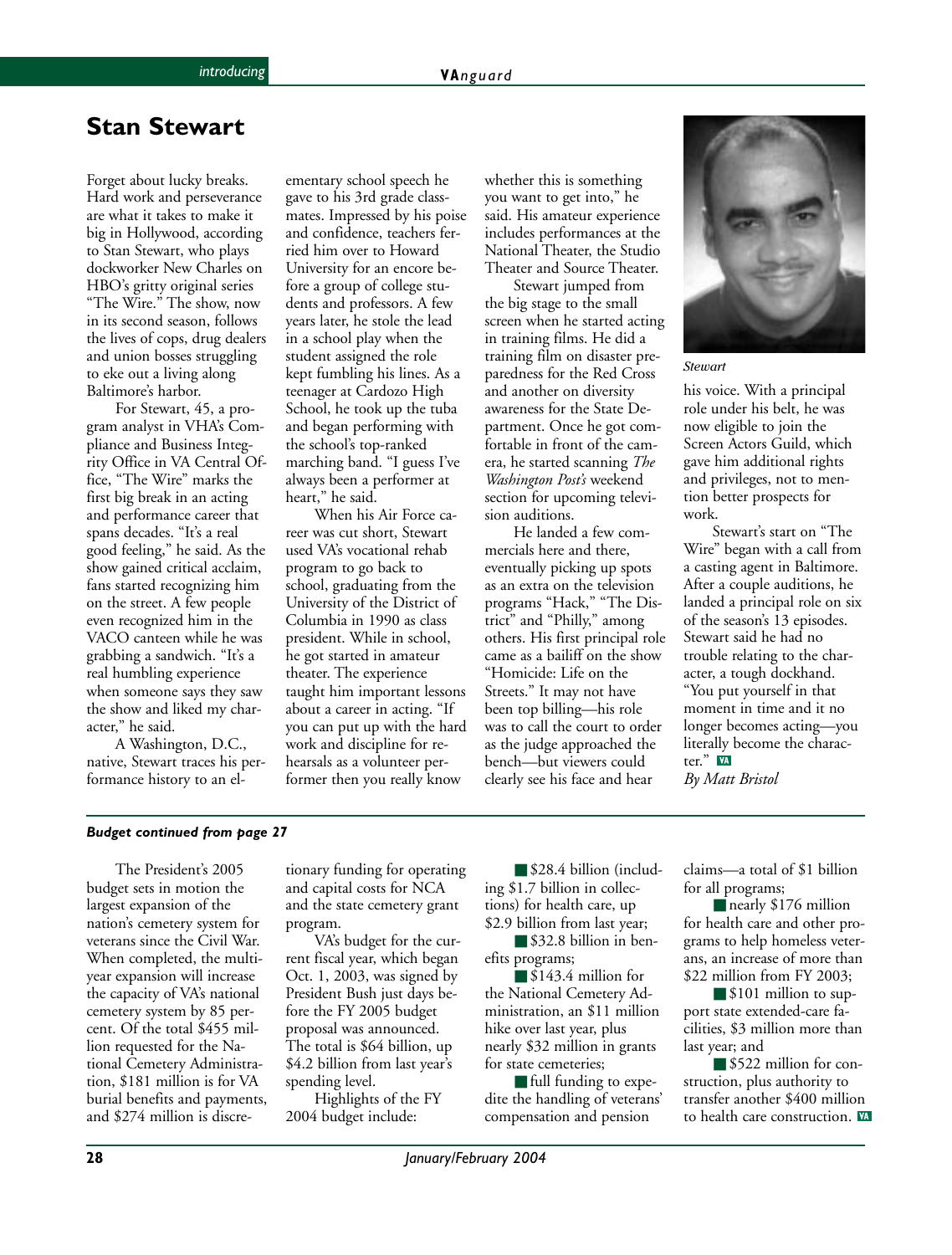## Stan Stewart

Forget about lucky breaks. Hard work and perseverance are what it takes to make it big in Hollywood, according to Stan Stewart, who plays dockworker New Charles on HBO's gritty original series "The Wire." The show, now in its second season, follows the lives of cops, drug dealers and union bosses struggling to eke out a living along Baltimore's harbor.

For Stewart, 45, a program analyst in VHA's Compliance and Business Integrity Office in VA Central Office, "The Wire" marks the first big break in an acting and performance career that spans decades. "It's a real good feeling," he said. As the show gained critical acclaim, fans started recognizing him on the street. A few people even recognized him in the VACO canteen while he was grabbing a sandwich. "It's a real humbling experience when someone says they saw the show and liked my character," he said.

A Washington, D.C., native, Stewart traces his performance history to an elementary school speech he gave to his 3rd grade classmates. Impressed by his poise and confidence, teachers ferried him over to Howard University for an encore before a group of college students and professors. A few years later, he stole the lead in a school play when the student assigned the role kept fumbling his lines. As a teenager at Cardozo High School, he took up the tuba and began performing with the school's top-ranked marching band. "I guess I've always been a performer at heart," he said.

When his Air Force career was cut short, Stewart used VA's vocational rehab program to go back to school, graduating from the University of the District of Columbia in 1990 as class president. While in school, he got started in amateur theater. The experience taught him important lessons about a career in acting. "If you can put up with the hard work and discipline for rehearsals as a volunteer performer then you really know whether this is something you want to get into," he said. His amateur experience includes performances at the National Theater, the Studio Theater and Source Theater.

Stewart jumped from the big stage to the small screen when he started acting in training films. He did a training film on disaster preparedness for the Red Cross and another on diversity awareness for the State Department. Once he got comfortable in front of the camera, he started scanning *The Washington Post's* weekend section for upcoming television auditions.

He landed a few commercials here and there, eventually picking up spots as an extra on the television programs "Hack," "The District" and "Philly," among others. His first principal role came as a bailiff on the show "Homicide: Life on the Streets." It may not have been top billing—his role was to call the court to order as the judge approached the bench—but viewers could clearly see his face and hear his voice. With a principal role under his belt, he was now eligible to join the Screen Actors Guild, which gave him additional rights and privileges, not to mention better prospects for work.

*Stewart*

Stewart's start on "The Wire" began with a call from a casting agent in Baltimore. After a couple auditions, he landed a principal role on six of the season's 13 episodes. Stewart said he had no trouble relating to the character, a tough dockhand. "You put yourself in that moment in time and it no longer becomes acting—you literally become the character." VA

*By Matt Bristol*

---

***Budget continued from page 27***

The President's 2005 budget sets in motion the largest expansion of the nation's cemetery system for veterans since the Civil War. When completed, the multi-year expansion will increase the capacity of VA's national cemetery system by 85 percent. Of the total $455 million requested for the National Cemetery Administration, $181 million is for VA burial benefits and payments, and $274 million is discretionary funding for operating and capital costs for NCA and the state cemetery grant program.

VA's budget for the current fiscal year, which began Oct. 1, 2003, was signed by President Bush just days before the FY 2005 budget proposal was announced. The total is $64 billion, up $4.2 billion from last year's spending level.

Highlights of the FY 2004 budget include:

- $28.4 billion (including $1.7 billion in collections) for health care, up $2.9 billion from last year;
- $32.8 billion in benefits programs;
- $143.4 million for the National Cemetery Administration, an $11 million hike over last year, plus nearly $32 million in grants for state cemeteries;
- full funding to expedite the handling of veterans' compensation and pension claims—a total of $1 billion for all programs;
- nearly $176 million for health care and other programs to help homeless veterans, an increase of more than $22 million from FY 2003;
- $101 million to support state extended-care facilities, $3 million more than last year; and
- $522 million for construction, plus authority to transfer another $400 million to health care construction. VA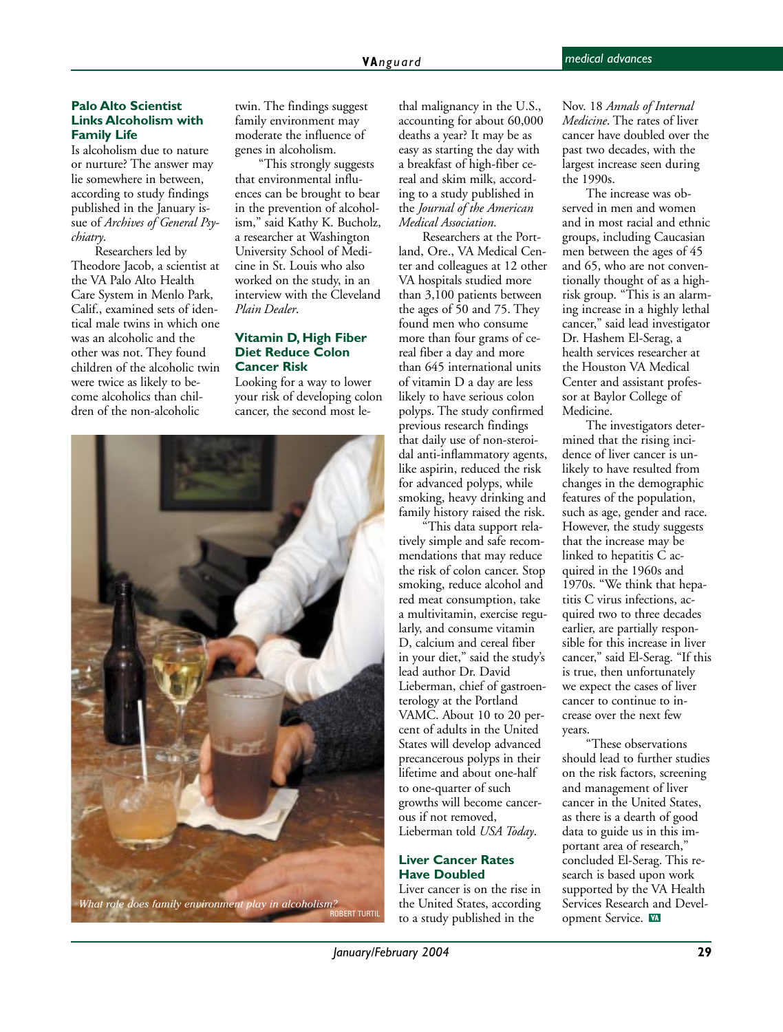### Palo Alto Scientist Links Alcoholism with Family Life

Is alcoholism due to nature or nurture? The answer may lie somewhere in between, according to study findings published in the January issue of *Archives of General Psychiatry*.

Researchers led by Theodore Jacob, a scientist at the VA Palo Alto Health Care System in Menlo Park, Calif., examined sets of identical male twins in which one was an alcoholic and the other was not. They found children of the alcoholic twin were twice as likely to become alcoholics than children of the non-alcoholic twin. The findings suggest family environment may moderate the influence of genes in alcoholism.

"This strongly suggests that environmental influences can be brought to bear in the prevention of alcoholism," said Kathy K. Bucholz, a researcher at Washington University School of Medicine in St. Louis who also worked on the study, in an interview with the Cleveland *Plain Dealer*.

*What role does family environment play in alcoholism?* ROBERT TURTIL

### Vitamin D, High Fiber Diet Reduce Colon Cancer Risk

Looking for a way to lower your risk of developing colon cancer, the second most lethal malignancy in the U.S., accounting for about 60,000 deaths a year? It may be as easy as starting the day with a breakfast of high-fiber cereal and skim milk, according to a study published in the *Journal of the American Medical Association*.

Researchers at the Portland, Ore., VA Medical Center and colleagues at 12 other VA hospitals studied more than 3,100 patients between the ages of 50 and 75. They found men who consume more than four grams of cereal fiber a day and more than 645 international units of vitamin D a day are less likely to have serious colon polyps. The study confirmed previous research findings that daily use of non-steroidal anti-inflammatory agents, like aspirin, reduced the risk for advanced polyps, while smoking, heavy drinking and family history raised the risk.

"This data support relatively simple and safe recommendations that may reduce the risk of colon cancer. Stop smoking, reduce alcohol and red meat consumption, take a multivitamin, exercise regularly, and consume vitamin D, calcium and cereal fiber in your diet," said the study's lead author Dr. David Lieberman, chief of gastroenterology at the Portland VAMC. About 10 to 20 percent of adults in the United States will develop advanced precancerous polyps in their lifetime and about one-half to one-quarter of such growths will become cancerous if not removed, Lieberman told *USA Today*.

### Liver Cancer Rates Have Doubled

Liver cancer is on the rise in the United States, according to a study published in the Nov. 18 *Annals of Internal Medicine*. The rates of liver cancer have doubled over the past two decades, with the largest increase seen during the 1990s.

The increase was observed in men and women and in most racial and ethnic groups, including Caucasian men between the ages of 45 and 65, who are not conventionally thought of as a high-risk group. "This is an alarming increase in a highly lethal cancer," said lead investigator Dr. Hashem El-Serag, a health services researcher at the Houston VA Medical Center and assistant professor at Baylor College of Medicine.

The investigators determined that the rising incidence of liver cancer is unlikely to have resulted from changes in the demographic features of the population, such as age, gender and race. However, the study suggests that the increase may be linked to hepatitis C acquired in the 1960s and 1970s. "We think that hepatitis C virus infections, acquired two to three decades earlier, are partially responsible for this increase in liver cancer," said El-Serag. "If this is true, then unfortunately we expect the cases of liver cancer to continue to increase over the next few years.

"These observations should lead to further studies on the risk factors, screening and management of liver cancer in the United States, as there is a dearth of good data to guide us in this important area of research," concluded El-Serag. This research is based upon work supported by the VA Health Services Research and Development Service.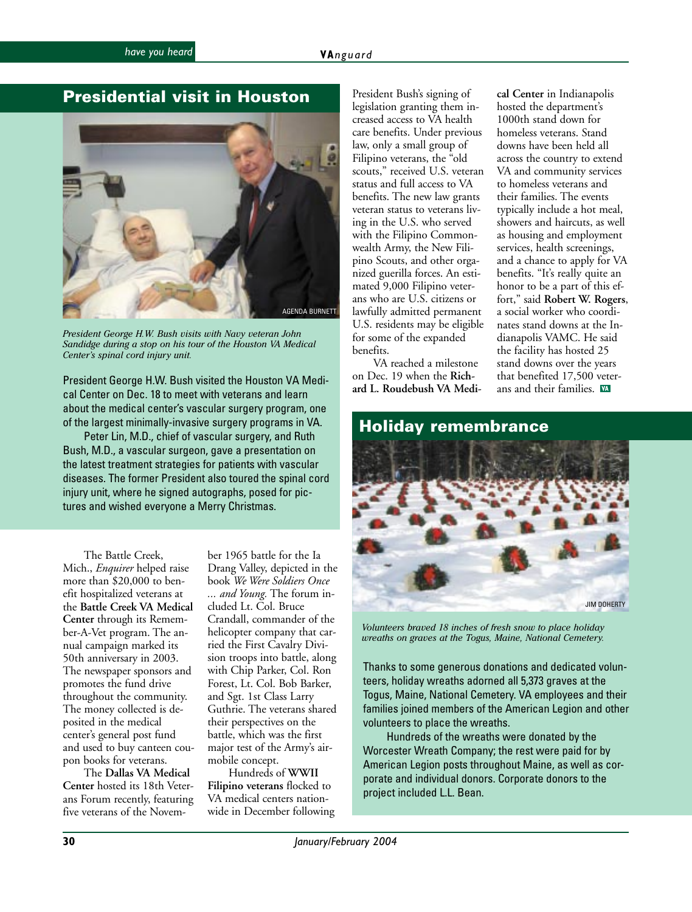## Presidential visit in Houston

AGENDA BURNETT

*President George H.W. Bush visits with Navy veteran John Sandidge during a stop on his tour of the Houston VA Medical Center's spinal cord injury unit.*

President George H.W. Bush visited the Houston VA Medical Center on Dec. 18 to meet with veterans and learn about the medical center's vascular surgery program, one of the largest minimally-invasive surgery programs in VA.

Peter Lin, M.D., chief of vascular surgery, and Ruth Bush, M.D., a vascular surgeon, gave a presentation on the latest treatment strategies for patients with vascular diseases. The former President also toured the spinal cord injury unit, where he signed autographs, posed for pictures and wished everyone a Merry Christmas.

The Battle Creek, Mich., *Enquirer* helped raise more than $20,000 to benefit hospitalized veterans at the **Battle Creek VA Medical Center** through its Remember-A-Vet program. The annual campaign marked its 50th anniversary in 2003. The newspaper sponsors and promotes the fund drive throughout the community. The money collected is deposited in the medical center's general post fund and used to buy canteen coupon books for veterans.

The **Dallas VA Medical Center** hosted its 18th Veterans Forum recently, featuring five veterans of the November 1965 battle for the Ia Drang Valley, depicted in the book *We Were Soldiers Once ... and Young.* The forum included Lt. Col. Bruce Crandall, commander of the helicopter company that carried the First Cavalry Division troops into battle, along with Chip Parker, Col. Ron Forest, Lt. Col. Bob Barker, and Sgt. 1st Class Larry Guthrie. The veterans shared their perspectives on the battle, which was the first major test of the Army's airmobile concept.

Hundreds of **WWII Filipino veterans** flocked to VA medical centers nationwide in December following President Bush's signing of legislation granting them increased access to VA health care benefits. Under previous law, only a small group of Filipino veterans, the "old scouts," received U.S. veteran status and full access to VA benefits. The new law grants veteran status to veterans living in the U.S. who served with the Filipino Commonwealth Army, the New Filipino Scouts, and other organized guerilla forces. An estimated 9,000 Filipino veterans who are U.S. citizens or lawfully admitted permanent U.S. residents may be eligible for some of the expanded benefits.

VA reached a milestone on Dec. 19 when the **Richard L. Roudebush VA Medical Center** in Indianapolis hosted the department's 1000th stand down for homeless veterans. Stand downs have been held all across the country to extend VA and community services to homeless veterans and their families. The events typically include a hot meal, showers and haircuts, as well as housing and employment services, health screenings, and a chance to apply for VA benefits. "It's really quite an honor to be a part of this effort," said **Robert W. Rogers**, a social worker who coordinates stand downs at the Indianapolis VAMC. He said the facility has hosted 25 stand downs over the years that benefited 17,500 veterans and their families.

## Holiday remembrance

JIM DOHERTY

*Volunteers braved 18 inches of fresh snow to place holiday wreaths on graves at the Togus, Maine, National Cemetery.*

Thanks to some generous donations and dedicated volunteers, holiday wreaths adorned all 5,373 graves at the Togus, Maine, National Cemetery. VA employees and their families joined members of the American Legion and other volunteers to place the wreaths.

Hundreds of the wreaths were donated by the Worcester Wreath Company; the rest were paid for by American Legion posts throughout Maine, as well as corporate and individual donors. Corporate donors to the project included L.L. Bean.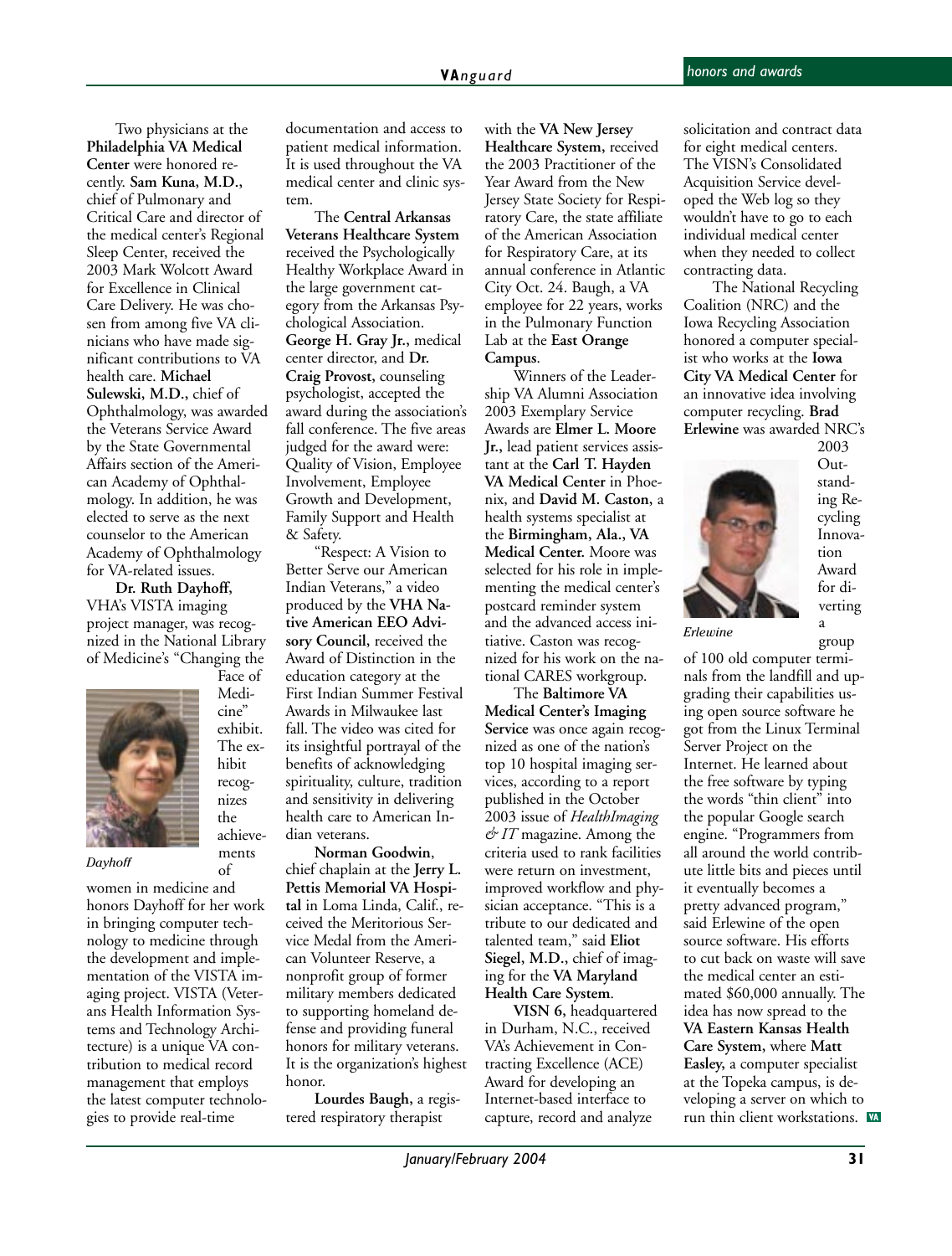Two physicians at the **Philadelphia VA Medical Center** were honored recently. **Sam Kuna, M.D.,** chief of Pulmonary and Critical Care and director of the medical center's Regional Sleep Center, received the 2003 Mark Wolcott Award for Excellence in Clinical Care Delivery. He was chosen from among five VA clinicians who have made significant contributions to VA health care. **Michael Sulewski, M.D.,** chief of Ophthalmology, was awarded the Veterans Service Award by the State Governmental Affairs section of the American Academy of Ophthalmology. In addition, he was elected to serve as the next counselor to the American Academy of Ophthalmology for VA-related issues.

**Dr. Ruth Dayhoff,** VHA's VISTA imaging project manager, was recognized in the National Library of Medicine's "Changing the Face of Medicine" exhibit. The exhibit recognizes the achievements of women in medicine and honors Dayhoff for her work in bringing computer technology to medicine through the development and implementation of the VISTA imaging project. VISTA (Veterans Health Information Systems and Technology Architecture) is a unique VA contribution to medical record management that employs the latest computer technologies to provide real-time documentation and access to patient medical information. It is used throughout the VA medical center and clinic system.

*Dayhoff*

The **Central Arkansas Veterans Healthcare System** received the Psychologically Healthy Workplace Award in the large government category from the Arkansas Psychological Association. **George H. Gray Jr.,** medical center director, and **Dr. Craig Provost,** counseling psychologist, accepted the award during the association's fall conference. The five areas judged for the award were: Quality of Vision, Employee Involvement, Employee Growth and Development, Family Support and Health & Safety.

"Respect: A Vision to Better Serve our American Indian Veterans," a video produced by the **VHA Native American EEO Advisory Council,** received the Award of Distinction in the education category at the First Indian Summer Festival Awards in Milwaukee last fall. The video was cited for its insightful portrayal of the benefits of acknowledging spirituality, culture, tradition and sensitivity in delivering health care to American Indian veterans.

**Norman Goodwin**, chief chaplain at the **Jerry L. Pettis Memorial VA Hospital** in Loma Linda, Calif., received the Meritorious Service Medal from the American Volunteer Reserve, a nonprofit group of former military members dedicated to supporting homeland defense and providing funeral honors for military veterans. It is the organization's highest honor.

**Lourdes Baugh,** a registered respiratory therapist with the **VA New Jersey Healthcare System,** received the 2003 Practitioner of the Year Award from the New Jersey State Society for Respiratory Care, the state affiliate of the American Association for Respiratory Care, at its annual conference in Atlantic City Oct. 24. Baugh, a VA employee for 22 years, works in the Pulmonary Function Lab at the **East Orange Campus**.

Winners of the Leadership VA Alumni Association 2003 Exemplary Service Awards are **Elmer L. Moore Jr.,** lead patient services assistant at the **Carl T. Hayden VA Medical Center** in Phoenix, and **David M. Caston,** a health systems specialist at the **Birmingham, Ala., VA Medical Center.** Moore was selected for his role in implementing the medical center's postcard reminder system and the advanced access initiative. Caston was recognized for his work on the national CARES workgroup.

The **Baltimore VA Medical Center's Imaging Service** was once again recognized as one of the nation's top 10 hospital imaging services, according to a report published in the October 2003 issue of *HealthImaging & IT* magazine. Among the criteria used to rank facilities were return on investment, improved workflow and physician acceptance. "This is a tribute to our dedicated and talented team," said **Eliot Siegel, M.D.,** chief of imaging for the **VA Maryland Health Care System**.

**VISN 6,** headquartered in Durham, N.C., received VA's Achievement in Contracting Excellence (ACE) Award for developing an Internet-based interface to capture, record and analyze solicitation and contract data for eight medical centers. The VISN's Consolidated Acquisition Service developed the Web log so they wouldn't have to go to each individual medical center when they needed to collect contracting data.

The National Recycling Coalition (NRC) and the Iowa Recycling Association honored a computer specialist who works at the **Iowa City VA Medical Center** for an innovative idea involving computer recycling. **Brad Erlewine** was awarded NRC's 2003 Outstanding Recycling Innovation Award for diverting a group of 100 old computer terminals from the landfill and upgrading their capabilities using open source software he got from the Linux Terminal Server Project on the Internet. He learned about the free software by typing the words "thin client" into the popular Google search engine. "Programmers from all around the world contribute little bits and pieces until it eventually becomes a pretty advanced program," said Erlewine of the open source software. His efforts to cut back on waste will save the medical center an estimated $60,000 annually. The idea has now spread to the **VA Eastern Kansas Health Care System,** where **Matt Easley,** a computer specialist at the Topeka campus, is developing a server on which to run thin client workstations.

*Erlewine*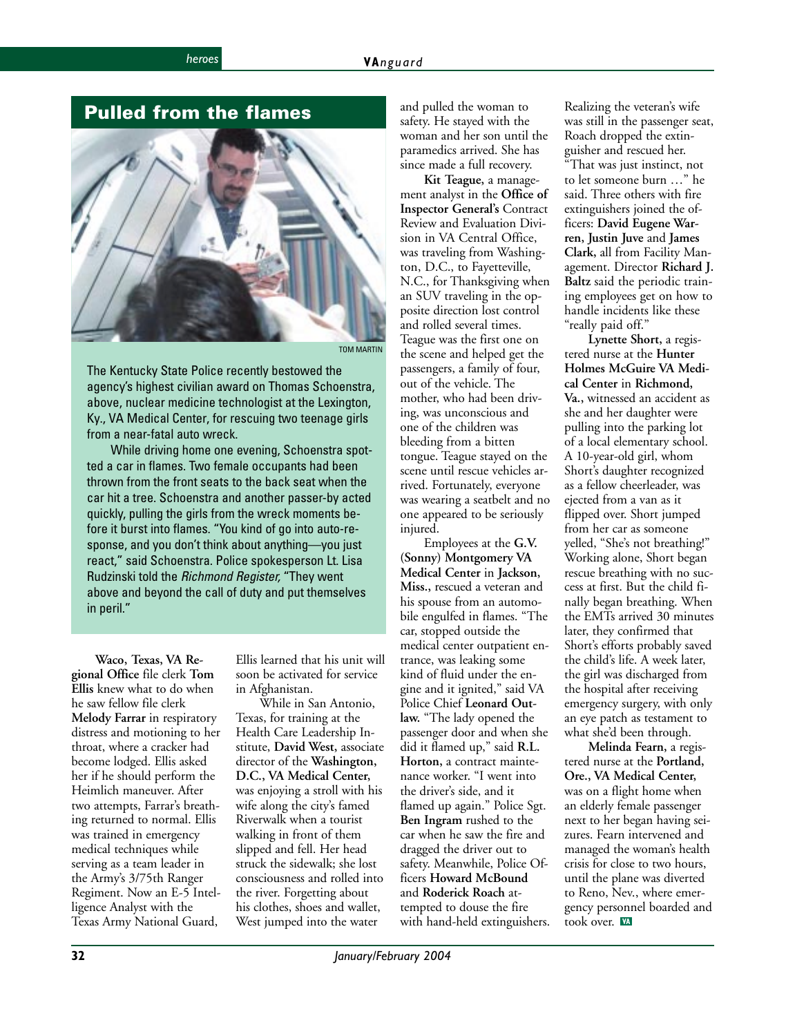## Pulled from the flames

TOM MARTIN

The Kentucky State Police recently bestowed the agency's highest civilian award on Thomas Schoenstra, above, nuclear medicine technologist at the Lexington, Ky., VA Medical Center, for rescuing two teenage girls from a near-fatal auto wreck.

While driving home one evening, Schoenstra spotted a car in flames. Two female occupants had been thrown from the front seats to the back seat when the car hit a tree. Schoenstra and another passer-by acted quickly, pulling the girls from the wreck moments before it burst into flames. "You kind of go into auto-response, and you don't think about anything—you just react," said Schoenstra. Police spokesperson Lt. Lisa Rudzinski told the *Richmond Register,* "They went above and beyond the call of duty and put themselves in peril."

**Waco, Texas, VA Regional Office** file clerk **Tom Ellis** knew what to do when he saw fellow file clerk **Melody Farrar** in respiratory distress and motioning to her throat, where a cracker had become lodged. Ellis asked her if he should perform the Heimlich maneuver. After two attempts, Farrar's breathing returned to normal. Ellis was trained in emergency medical techniques while serving as a team leader in the Army's 3/75th Ranger Regiment. Now an E-5 Intelligence Analyst with the Texas Army National Guard, Ellis learned that his unit will soon be activated for service in Afghanistan.

While in San Antonio, Texas, for training at the Health Care Leadership Institute, **David West,** associate director of the **Washington, D.C., VA Medical Center,** was enjoying a stroll with his wife along the city's famed Riverwalk when a tourist walking in front of them slipped and fell. Her head struck the sidewalk; she lost consciousness and rolled into the river. Forgetting about his clothes, shoes and wallet, West jumped into the water and pulled the woman to safety. He stayed with the woman and her son until the paramedics arrived. She has since made a full recovery.

**Kit Teague,** a management analyst in the **Office of Inspector General's** Contract Review and Evaluation Division in VA Central Office, was traveling from Washington, D.C., to Fayetteville, N.C., for Thanksgiving when an SUV traveling in the opposite direction lost control and rolled several times. Teague was the first one on the scene and helped get the passengers, a family of four, out of the vehicle. The mother, who had been driving, was unconscious and one of the children was bleeding from a bitten tongue. Teague stayed on the scene until rescue vehicles arrived. Fortunately, everyone was wearing a seatbelt and no one appeared to be seriously injured.

Employees at the **G.V. (Sonny) Montgomery VA Medical Center** in **Jackson, Miss.,** rescued a veteran and his spouse from an automobile engulfed in flames. "The car, stopped outside the medical center outpatient entrance, was leaking some kind of fluid under the engine and it ignited," said VA Police Chief **Leonard Outlaw.** "The lady opened the passenger door and when she did it flamed up," said **R.L. Horton,** a contract maintenance worker. "I went into the driver's side, and it flamed up again." Police Sgt. **Ben Ingram** rushed to the car when he saw the fire and dragged the driver out to safety. Meanwhile, Police Officers **Howard McBound** and **Roderick Roach** attempted to douse the fire with hand-held extinguishers. Realizing the veteran's wife was still in the passenger seat, Roach dropped the extinguisher and rescued her. "That was just instinct, not to let someone burn …" he said. Three others with fire extinguishers joined the officers: **David Eugene Warren, Justin Juve** and **James Clark,** all from Facility Management. Director **Richard J. Baltz** said the periodic training employees get on how to handle incidents like these "really paid off."

**Lynette Short,** a registered nurse at the **Hunter Holmes McGuire VA Medical Center** in **Richmond, Va.,** witnessed an accident as she and her daughter were pulling into the parking lot of a local elementary school. A 10-year-old girl, whom Short's daughter recognized as a fellow cheerleader, was ejected from a van as it flipped over. Short jumped from her car as someone yelled, "She's not breathing!" Working alone, Short began rescue breathing with no success at first. But the child finally began breathing. When the EMTs arrived 30 minutes later, they confirmed that Short's efforts probably saved the child's life. A week later, the girl was discharged from the hospital after receiving emergency surgery, with only an eye patch as testament to what she'd been through.

**Melinda Fearn,** a registered nurse at the **Portland, Ore., VA Medical Center,** was on a flight home when an elderly female passenger next to her began having seizures. Fearn intervened and managed the woman's health crisis for close to two hours, until the plane was diverted to Reno, Nev., where emergency personnel boarded and took over.